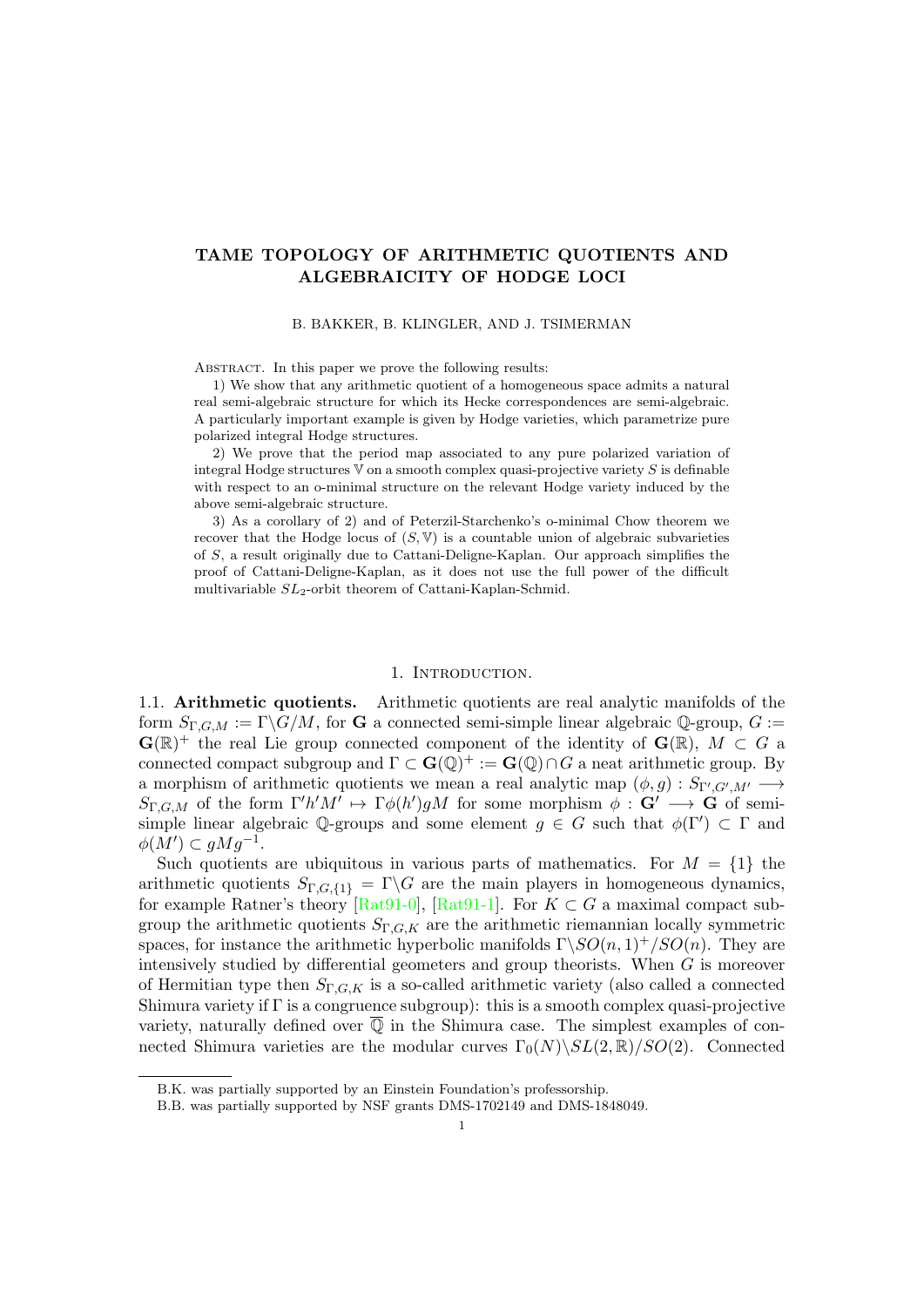# TAME TOPOLOGY OF ARITHMETIC QUOTIENTS AND ALGEBRAICITY OF HODGE LOCI

B. BAKKER, B. KLINGLER, AND J. TSIMERMAN

Abstract. In this paper we prove the following results:

1) We show that any arithmetic quotient of a homogeneous space admits a natural real semi-algebraic structure for which its Hecke correspondences are semi-algebraic. A particularly important example is given by Hodge varieties, which parametrize pure polarized integral Hodge structures.

2) We prove that the period map associated to any pure polarized variation of integral Hodge structures $\mathbb{V}$ on a smooth complex quasi-projective variety $S$ is definable with respect to an o-minimal structure on the relevant Hodge variety induced by the above semi-algebraic structure.

3) As a corollary of 2) and of Peterzil-Starchenko's o-minimal Chow theorem we recover that the Hodge locus of $(S, \mathbb{V})$ is a countable union of algebraic subvarieties of $S$, a result originally due to Cattani-Deligne-Kaplan. Our approach simplifies the proof of Cattani-Deligne-Kaplan, as it does not use the full power of the difficult multivariable $SL_2$-orbit theorem of Cattani-Kaplan-Schmid.

## 1. Introduction.

**1.1. Arithmetic quotients.** Arithmetic quotients are real analytic manifolds of the form $S_{\Gamma,G,M} := \Gamma\backslash G/M$, for $\mathbf{G}$ a connected semi-simple linear algebraic $\mathbb{Q}$-group, $G := \mathbf{G}(\mathbb{R})^+$ the real Lie group connected component of the identity of $\mathbf{G}(\mathbb{R})$, $M \subset G$ a connected compact subgroup and $\Gamma \subset \mathbf{G}(\mathbb{Q})^+ := \mathbf{G}(\mathbb{Q}) \cap G$ a neat arithmetic group. By a morphism of arithmetic quotients we mean a real analytic map $(\phi, g) : S_{\Gamma',G',M'} \longrightarrow S_{\Gamma,G,M}$ of the form $\Gamma' h' M' \mapsto \Gamma\phi(h')gM$ for some morphism $\phi : \mathbf{G}' \longrightarrow \mathbf{G}$ of semi-simple linear algebraic $\mathbb{Q}$-groups and some element $g \in G$ such that $\phi(\Gamma') \subset \Gamma$ and $\phi(M') \subset gMg^{-1}$.

Such quotients are ubiquitous in various parts of mathematics. For $M = \{1\}$ the arithmetic quotients $S_{\Gamma,G,\{1\}} = \Gamma\backslash G$ are the main players in homogeneous dynamics, for example Ratner's theory [Rat91-0], [Rat91-1]. For $K \subset G$ a maximal compact subgroup the arithmetic quotients $S_{\Gamma,G,K}$ are the arithmetic riemannian locally symmetric spaces, for instance the arithmetic hyperbolic manifolds $\Gamma\backslash SO(n,1)^+/SO(n)$. They are intensively studied by differential geometers and group theorists. When $G$ is moreover of Hermitian type then $S_{\Gamma,G,K}$ is a so-called arithmetic variety (also called a connected Shimura variety if $\Gamma$ is a congruence subgroup): this is a smooth complex quasi-projective variety, naturally defined over $\overline{\mathbb{Q}}$ in the Shimura case. The simplest examples of connected Shimura varieties are the modular curves $\Gamma_0(N)\backslash SL(2,\mathbb{R})/SO(2)$. Connected

B.K. was partially supported by an Einstein Foundation's professorship.

B.B. was partially supported by NSF grants DMS-1702149 and DMS-1848049.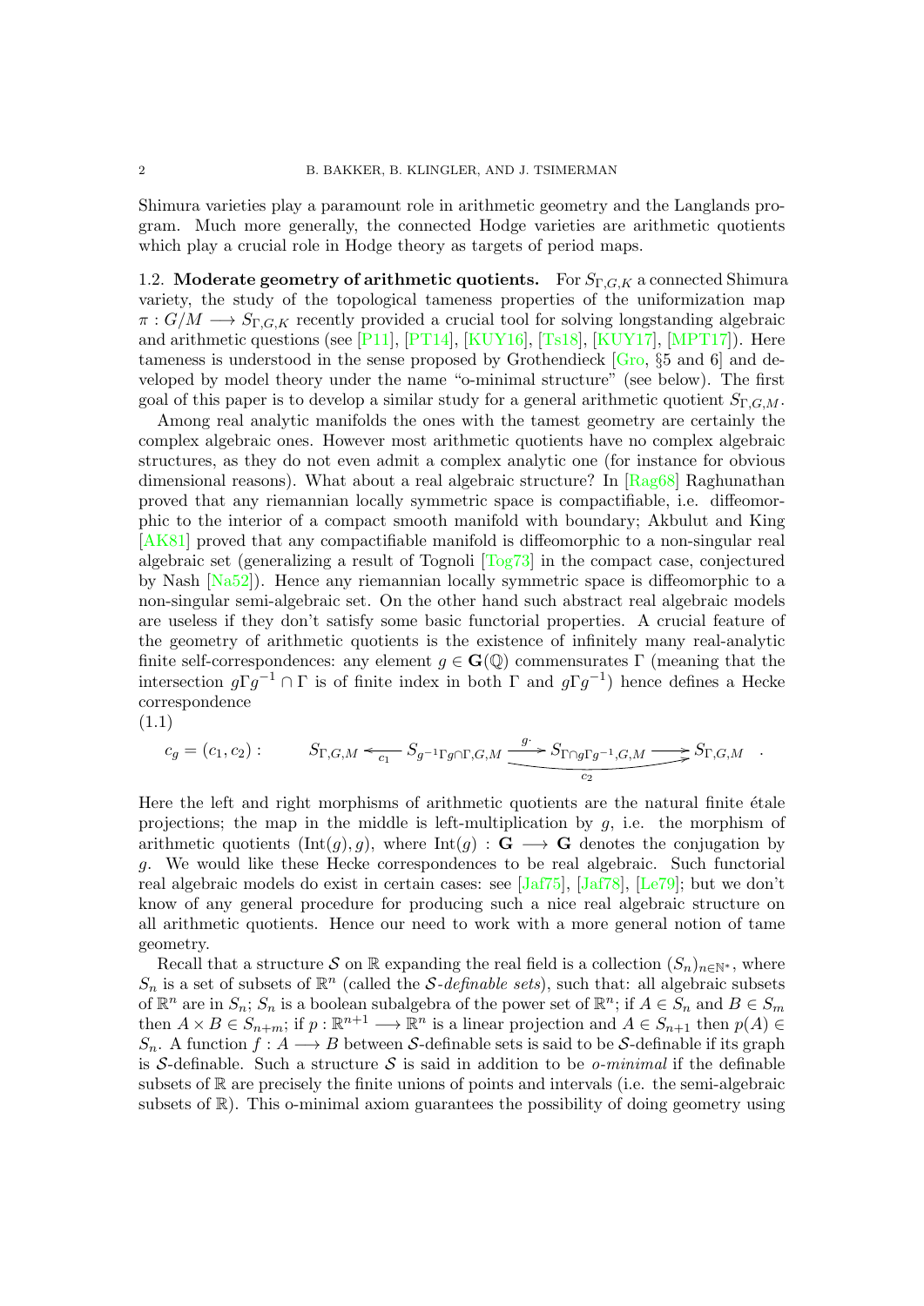Shimura varieties play a paramount role in arithmetic geometry and the Langlands program. Much more generally, the connected Hodge varieties are arithmetic quotients which play a crucial role in Hodge theory as targets of period maps.

1.2. **Moderate geometry of arithmetic quotients.** For $S_{\Gamma,G,K}$ a connected Shimura variety, the study of the topological tameness properties of the uniformization map $\pi : G/M \longrightarrow S_{\Gamma,G,K}$ recently provided a crucial tool for solving longstanding algebraic and arithmetic questions (see [P11], [PT14], [KUY16], [Ts18], [KUY17], [MPT17]). Here tameness is understood in the sense proposed by Grothendieck [Gro, §5 and 6] and developed by model theory under the name "o-minimal structure" (see below). The first goal of this paper is to develop a similar study for a general arithmetic quotient $S_{\Gamma,G,M}$.

Among real analytic manifolds the ones with the tamest geometry are certainly the complex algebraic ones. However most arithmetic quotients have no complex algebraic structures, as they do not even admit a complex analytic one (for instance for obvious dimensional reasons). What about a real algebraic structure? In [Rag68] Raghunathan proved that any riemannian locally symmetric space is compactifiable, i.e. diffeomorphic to the interior of a compact smooth manifold with boundary; Akbulut and King [AK81] proved that any compactifiable manifold is diffeomorphic to a non-singular real algebraic set (generalizing a result of Tognoli [Tog73] in the compact case, conjectured by Nash [Na52]). Hence any riemannian locally symmetric space is diffeomorphic to a non-singular semi-algebraic set. On the other hand such abstract real algebraic models are useless if they don't satisfy some basic functorial properties. A crucial feature of the geometry of arithmetic quotients is the existence of infinitely many real-analytic finite self-correspondences: any element $g \in \mathbf{G}(\mathbb{Q})$ commensurates $\Gamma$ (meaning that the intersection $g\Gamma g^{-1} \cap \Gamma$ is of finite index in both $\Gamma$ and $g\Gamma g^{-1}$) hence defines a Hecke correspondence

(1.1)

$$c_g = (c_1, c_2) : \qquad S_{\Gamma,G,M} \xleftarrow{c_1} S_{g^{-1}\Gamma g \cap \Gamma, G, M} \xrightarrow{g\cdot} S_{\Gamma \cap g\Gamma g^{-1}, G, M} \longrightarrow S_{\Gamma,G,M} \quad .$$

(where $c_2$ denotes the composite of the last two arrows.)

Here the left and right morphisms of arithmetic quotients are the natural finite étale projections; the map in the middle is left-multiplication by $g$, i.e. the morphism of arithmetic quotients $(\mathrm{Int}(g), g)$, where $\mathrm{Int}(g) : \mathbf{G} \longrightarrow \mathbf{G}$ denotes the conjugation by $g$. We would like these Hecke correspondences to be real algebraic. Such functorial real algebraic models do exist in certain cases: see [Jaf75], [Jaf78], [Le79]; but we don't know of any general procedure for producing such a nice real algebraic structure on all arithmetic quotients. Hence our need to work with a more general notion of tame geometry.

Recall that a structure $\mathcal{S}$ on $\mathbb{R}$ expanding the real field is a collection $(S_n)_{n \in \mathbb{N}^*}$, where $S_n$ is a set of subsets of $\mathbb{R}^n$ (called the *$\mathcal{S}$-definable sets*), such that: all algebraic subsets of $\mathbb{R}^n$ are in $S_n$; $S_n$ is a boolean subalgebra of the power set of $\mathbb{R}^n$; if $A \in S_n$ and $B \in S_m$ then $A \times B \in S_{n+m}$; if $p : \mathbb{R}^{n+1} \longrightarrow \mathbb{R}^n$ is a linear projection and $A \in S_{n+1}$ then $p(A) \in S_n$. A function $f : A \longrightarrow B$ between $\mathcal{S}$-definable sets is said to be $\mathcal{S}$-definable if its graph is $\mathcal{S}$-definable. Such a structure $\mathcal{S}$ is said in addition to be *o-minimal* if the definable subsets of $\mathbb{R}$ are precisely the finite unions of points and intervals (i.e. the semi-algebraic subsets of $\mathbb{R}$). This o-minimal axiom guarantees the possibility of doing geometry using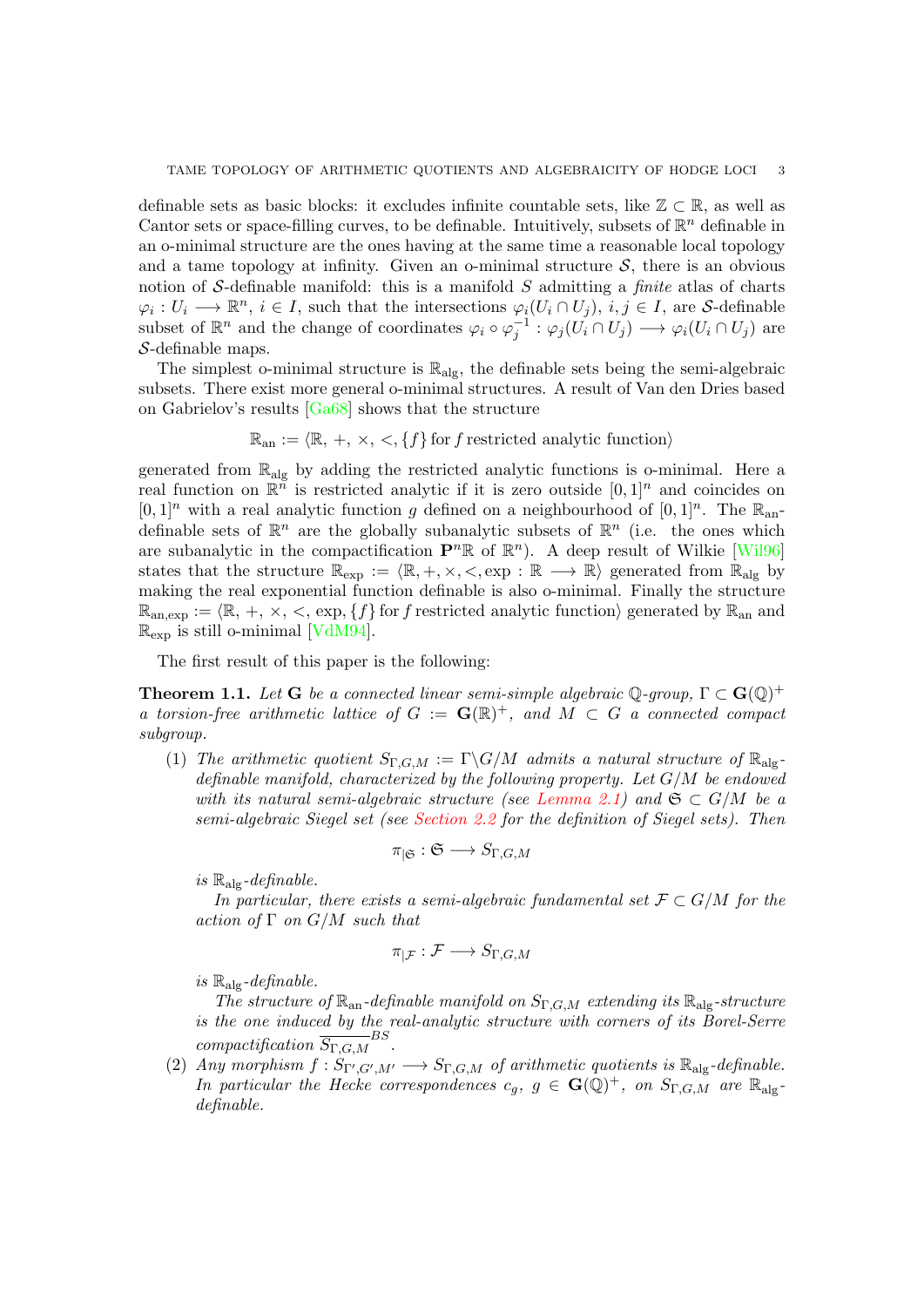definable sets as basic blocks: it excludes infinite countable sets, like $\mathbb{Z} \subset \mathbb{R}$, as well as Cantor sets or space-filling curves, to be definable. Intuitively, subsets of $\mathbb{R}^n$ definable in an o-minimal structure are the ones having at the same time a reasonable local topology and a tame topology at infinity. Given an o-minimal structure $\mathcal{S}$, there is an obvious notion of $\mathcal{S}$-definable manifold: this is a manifold $S$ admitting a *finite* atlas of charts $\varphi_i : U_i \longrightarrow \mathbb{R}^n$, $i \in I$, such that the intersections $\varphi_i(U_i \cap U_j)$, $i, j \in I$, are $\mathcal{S}$-definable subset of $\mathbb{R}^n$ and the change of coordinates $\varphi_i \circ \varphi_j^{-1} : \varphi_j(U_i \cap U_j) \longrightarrow \varphi_i(U_i \cap U_j)$ are $\mathcal{S}$-definable maps.

The simplest o-minimal structure is $\mathbb{R}_{\mathrm{alg}}$, the definable sets being the semi-algebraic subsets. There exist more general o-minimal structures. A result of Van den Dries based on Gabrielov's results [Ga68] shows that the structure

$$\mathbb{R}_{\mathrm{an}} := \langle \mathbb{R}, +, \times, <, \{f\} \text{ for } f \text{ restricted analytic function} \rangle$$

generated from $\mathbb{R}_{\mathrm{alg}}$ by adding the restricted analytic functions is o-minimal. Here a real function on $\mathbb{R}^n$ is restricted analytic if it is zero outside $[0,1]^n$ and coincides on $[0,1]^n$ with a real analytic function $g$ defined on a neighbourhood of $[0,1]^n$. The $\mathbb{R}_{\mathrm{an}}$-definable sets of $\mathbb{R}^n$ are the globally subanalytic subsets of $\mathbb{R}^n$ (i.e. the ones which are subanalytic in the compactification $\mathbf{P}^n\mathbb{R}$ of $\mathbb{R}^n$). A deep result of Wilkie [Wil96] states that the structure $\mathbb{R}_{\exp} := \langle \mathbb{R}, +, \times, <, \exp : \mathbb{R} \longrightarrow \mathbb{R} \rangle$ generated from $\mathbb{R}_{\mathrm{alg}}$ by making the real exponential function definable is also o-minimal. Finally the structure $\mathbb{R}_{\mathrm{an,exp}} := \langle \mathbb{R}, +, \times, <, \exp, \{f\} \text{ for } f \text{ restricted analytic function} \rangle$ generated by $\mathbb{R}_{\mathrm{an}}$ and $\mathbb{R}_{\exp}$ is still o-minimal [VdM94].

The first result of this paper is the following:

**Theorem 1.1.** *Let $\mathbf{G}$ be a connected linear semi-simple algebraic $\mathbb{Q}$-group, $\Gamma \subset \mathbf{G}(\mathbb{Q})^+$ a torsion-free arithmetic lattice of $G := \mathbf{G}(\mathbb{R})^+$, and $M \subset G$ a connected compact subgroup.*

1. *The arithmetic quotient $S_{\Gamma,G,M} := \Gamma\backslash G/M$ admits a natural structure of $\mathbb{R}_{\mathrm{alg}}$-definable manifold, characterized by the following property. Let $G/M$ be endowed with its natural semi-algebraic structure (see Lemma 2.1) and $\mathfrak{S} \subset G/M$ be a semi-algebraic Siegel set (see Section 2.2 for the definition of Siegel sets). Then*

   $$\pi_{|\mathfrak{S}} : \mathfrak{S} \longrightarrow S_{\Gamma,G,M}$$

   *is $\mathbb{R}_{\mathrm{alg}}$-definable.*

   *In particular, there exists a semi-algebraic fundamental set $\mathcal{F} \subset G/M$ for the action of $\Gamma$ on $G/M$ such that*

   $$\pi_{|\mathcal{F}} : \mathcal{F} \longrightarrow S_{\Gamma,G,M}$$

   *is $\mathbb{R}_{\mathrm{alg}}$-definable.*

   *The structure of $\mathbb{R}_{\mathrm{an}}$-definable manifold on $S_{\Gamma,G,M}$ extending its $\mathbb{R}_{\mathrm{alg}}$-structure is the one induced by the real-analytic structure with corners of its Borel-Serre compactification $\overline{S_{\Gamma,G,M}}^{BS}$.*

2. *Any morphism $f : S_{\Gamma',G',M'} \longrightarrow S_{\Gamma,G,M}$ of arithmetic quotients is $\mathbb{R}_{\mathrm{alg}}$-definable. In particular the Hecke correspondences $c_g$, $g \in \mathbf{G}(\mathbb{Q})^+$, on $S_{\Gamma,G,M}$ are $\mathbb{R}_{\mathrm{alg}}$-definable.*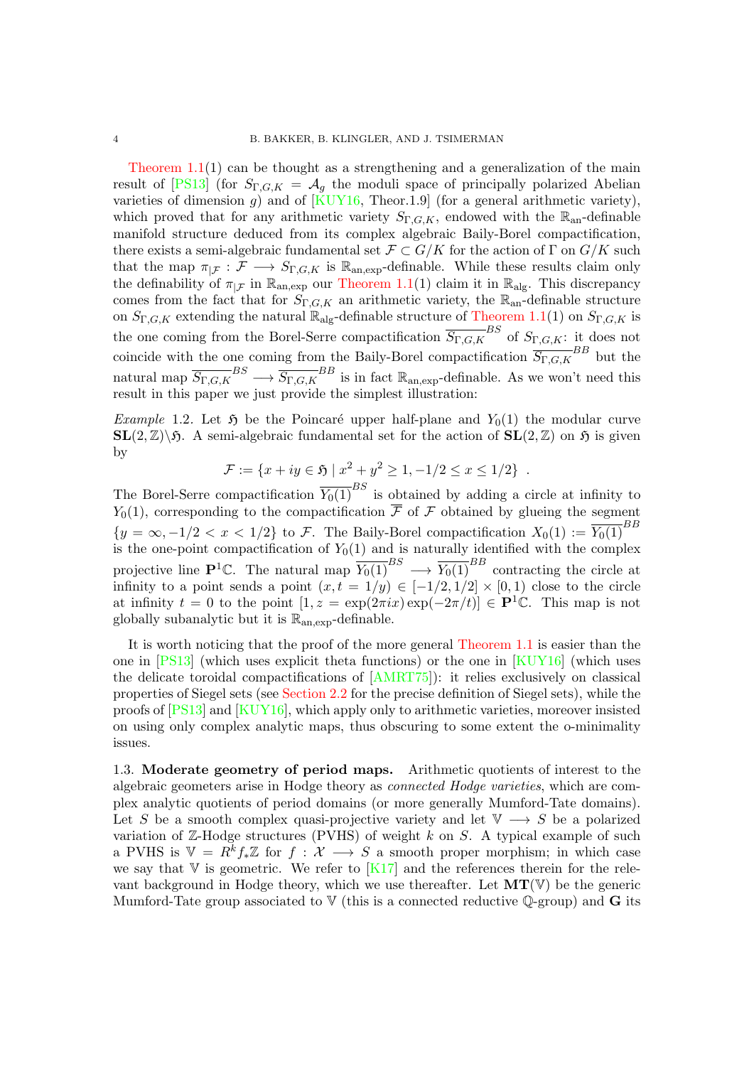Theorem 1.1(1) can be thought as a strengthening and a generalization of the main result of [PS13] (for $S_{\Gamma,G,K} = \mathcal{A}_g$ the moduli space of principally polarized Abelian varieties of dimension $g$) and of [KUY16, Theor.1.9] (for a general arithmetic variety), which proved that for any arithmetic variety $S_{\Gamma,G,K}$, endowed with the $\mathbb{R}_{\text{an}}$-definable manifold structure deduced from its complex algebraic Baily-Borel compactification, there exists a semi-algebraic fundamental set $\mathcal{F} \subset G/K$ for the action of $\Gamma$ on $G/K$ such that the map $\pi_{|\mathcal{F}} : \mathcal{F} \longrightarrow S_{\Gamma,G,K}$ is $\mathbb{R}_{\text{an,exp}}$-definable. While these results claim only the definability of $\pi_{|\mathcal{F}}$ in $\mathbb{R}_{\text{an,exp}}$ our Theorem 1.1(1) claim it in $\mathbb{R}_{\text{alg}}$. This discrepancy comes from the fact that for $S_{\Gamma,G,K}$ an arithmetic variety, the $\mathbb{R}_{\text{an}}$-definable structure on $S_{\Gamma,G,K}$ extending the natural $\mathbb{R}_{\text{alg}}$-definable structure of Theorem 1.1(1) on $S_{\Gamma,G,K}$ is the one coming from the Borel-Serre compactification $\overline{S_{\Gamma,G,K}}^{BS}$ of $S_{\Gamma,G,K}$: it does not coincide with the one coming from the Baily-Borel compactification $\overline{S_{\Gamma,G,K}}^{BB}$ but the natural map $\overline{S_{\Gamma,G,K}}^{BS} \longrightarrow \overline{S_{\Gamma,G,K}}^{BB}$ is in fact $\mathbb{R}_{\text{an,exp}}$-definable. As we won't need this result in this paper we just provide the simplest illustration:

*Example* 1.2. Let $\mathfrak{H}$ be the Poincaré upper half-plane and $Y_0(1)$ the modular curve $\mathbf{SL}(2,\mathbb{Z})\backslash\mathfrak{H}$. A semi-algebraic fundamental set for the action of $\mathbf{SL}(2,\mathbb{Z})$ on $\mathfrak{H}$ is given by

$$\mathcal{F} := \{x + iy \in \mathfrak{H} \mid x^2 + y^2 \geq 1, -1/2 \leq x \leq 1/2\} \ .$$

The Borel-Serre compactification $\overline{Y_0(1)}^{BS}$ is obtained by adding a circle at infinity to $Y_0(1)$, corresponding to the compactification $\overline{\mathcal{F}}$ of $\mathcal{F}$ obtained by glueing the segment $\{y = \infty, -1/2 < x < 1/2\}$ to $\mathcal{F}$. The Baily-Borel compactification $X_0(1) := \overline{Y_0(1)}^{BB}$ is the one-point compactification of $Y_0(1)$ and is naturally identified with the complex projective line $\mathbf{P}^1\mathbb{C}$. The natural map $\overline{Y_0(1)}^{BS} \longrightarrow \overline{Y_0(1)}^{BB}$ contracting the circle at infinity to a point sends a point $(x, t = 1/y) \in [-1/2, 1/2] \times [0, 1)$ close to the circle at infinity $t = 0$ to the point $[1, z = \exp(2\pi i x)\exp(-2\pi/t)] \in \mathbf{P}^1\mathbb{C}$. This map is not globally subanalytic but it is $\mathbb{R}_{\text{an,exp}}$-definable.

It is worth noticing that the proof of the more general Theorem 1.1 is easier than the one in [PS13] (which uses explicit theta functions) or the one in [KUY16] (which uses the delicate toroidal compactifications of [AMRT75]): it relies exclusively on classical properties of Siegel sets (see Section 2.2 for the precise definition of Siegel sets), while the proofs of [PS13] and [KUY16], which apply only to arithmetic varieties, moreover insisted on using only complex analytic maps, thus obscuring to some extent the o-minimality issues.

1.3. **Moderate geometry of period maps.** Arithmetic quotients of interest to the algebraic geometers arise in Hodge theory as *connected Hodge varieties*, which are complex analytic quotients of period domains (or more generally Mumford-Tate domains). Let $S$ be a smooth complex quasi-projective variety and let $\mathbb{V} \longrightarrow S$ be a polarized variation of $\mathbb{Z}$-Hodge structures (PVHS) of weight $k$ on $S$. A typical example of such a PVHS is $\mathbb{V} = R^k f_* \mathbb{Z}$ for $f : \mathcal{X} \longrightarrow S$ a smooth proper morphism; in which case we say that $\mathbb{V}$ is geometric. We refer to [K17] and the references therein for the relevant background in Hodge theory, which we use thereafter. Let $\mathbf{MT}(\mathbb{V})$ be the generic Mumford-Tate group associated to $\mathbb{V}$ (this is a connected reductive $\mathbb{Q}$-group) and $\mathbf{G}$ its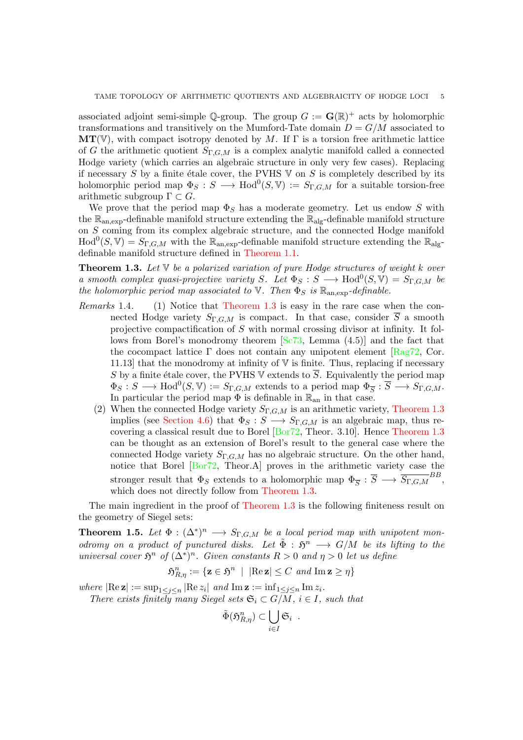associated adjoint semi-simple $\mathbb{Q}$-group. The group $G := \mathbf{G}(\mathbb{R})^+$ acts by holomorphic transformations and transitively on the Mumford-Tate domain $D = G/M$ associated to $\mathbf{MT}(\mathbb{V})$, with compact isotropy denoted by $M$. If $\Gamma$ is a torsion free arithmetic lattice of $G$ the arithmetic quotient $S_{\Gamma,G,M}$ is a complex analytic manifold called a connected Hodge variety (which carries an algebraic structure in only very few cases). Replacing if necessary $S$ by a finite étale cover, the PVHS $\mathbb{V}$ on $S$ is completely described by its holomorphic period map $\Phi_S : S \longrightarrow \mathrm{Hod}^0(S, \mathbb{V}) := S_{\Gamma,G,M}$ for a suitable torsion-free arithmetic subgroup $\Gamma \subset G$.

We prove that the period map $\Phi_S$ has a moderate geometry. Let us endow $S$ with the $\mathbb{R}_{\mathrm{an,exp}}$-definable manifold structure extending the $\mathbb{R}_{\mathrm{alg}}$-definable manifold structure on $S$ coming from its complex algebraic structure, and the connected Hodge manifold $\mathrm{Hod}^0(S, \mathbb{V}) = S_{\Gamma,G,M}$ with the $\mathbb{R}_{\mathrm{an,exp}}$-definable manifold structure extending the $\mathbb{R}_{\mathrm{alg}}$-definable manifold structure defined in Theorem 1.1.

**Theorem 1.3.** *Let $\mathbb{V}$ be a polarized variation of pure Hodge structures of weight $k$ over a smooth complex quasi-projective variety $S$. Let $\Phi_S : S \longrightarrow \mathrm{Hod}^0(S, \mathbb{V}) = S_{\Gamma,G,M}$ be the holomorphic period map associated to $\mathbb{V}$. Then $\Phi_S$ is $\mathbb{R}_{\mathrm{an,exp}}$-definable.*

*Remarks* 1.4.
(1) Notice that Theorem 1.3 is easy in the rare case when the connected Hodge variety $S_{\Gamma,G,M}$ is compact. In that case, consider $\overline{S}$ a smooth projective compactification of $S$ with normal crossing divisor at infinity. It follows from Borel's monodromy theorem [Sc73, Lemma (4.5)] and the fact that the cocompact lattice $\Gamma$ does not contain any unipotent element [Rag72, Cor. 11.13] that the monodromy at infinity of $\mathbb{V}$ is finite. Thus, replacing if necessary $S$ by a finite étale cover, the PVHS $\mathbb{V}$ extends to $\overline{S}$. Equivalently the period map $\Phi_S : S \longrightarrow \mathrm{Hod}^0(S, \mathbb{V}) := S_{\Gamma,G,M}$ extends to a period map $\Phi_{\overline{S}} : \overline{S} \longrightarrow S_{\Gamma,G,M}$. In particular the period map $\Phi$ is definable in $\mathbb{R}_{\mathrm{an}}$ in that case.
(2) When the connected Hodge variety $S_{\Gamma,G,M}$ is an arithmetic variety, Theorem 1.3 implies (see Section 4.6) that $\Phi_S : S \longrightarrow S_{\Gamma,G,M}$ is an algebraic map, thus recovering a classical result due to Borel [Bor72, Theor. 3.10]. Hence Theorem 1.3 can be thought as an extension of Borel's result to the general case where the connected Hodge variety $S_{\Gamma,G,M}$ has no algebraic structure. On the other hand, notice that Borel [Bor72, Theor.A] proves in the arithmetic variety case the stronger result that $\Phi_S$ extends to a holomorphic map $\Phi_{\overline{S}} : \overline{S} \longrightarrow \overline{S_{\Gamma,G,M}}^{BB}$, which does not directly follow from Theorem 1.3.

The main ingredient in the proof of Theorem 1.3 is the following finiteness result on the geometry of Siegel sets:

**Theorem 1.5.** *Let $\Phi : (\Delta^*)^n \longrightarrow S_{\Gamma,G,M}$ be a local period map with unipotent monodromy on a product of punctured disks. Let $\tilde{\Phi} : \mathfrak{H}^n \longrightarrow G/M$ be its lifting to the universal cover $\mathfrak{H}^n$ of $(\Delta^*)^n$. Given constants $R > 0$ and $\eta > 0$ let us define*

$$\mathfrak{H}^n_{R,\eta} := \{\mathbf{z} \in \mathfrak{H}^n \mid |\mathrm{Re}\,\mathbf{z}| \leq C \text{ and } \mathrm{Im}\,\mathbf{z} \geq \eta\}$$

*where $|\mathrm{Re}\,\mathbf{z}| := \sup_{1 \leq j \leq n} |\mathrm{Re}\, z_i|$ and $\mathrm{Im}\,\mathbf{z} := \inf_{1 \leq j \leq n} \mathrm{Im}\, z_i$.*

*There exists finitely many Siegel sets $\mathfrak{S}_i \subset G/M$, $i \in I$, such that*

$$\tilde{\Phi}(\mathfrak{H}^n_{R,\eta}) \subset \bigcup_{i \in I} \mathfrak{S}_i \ .$$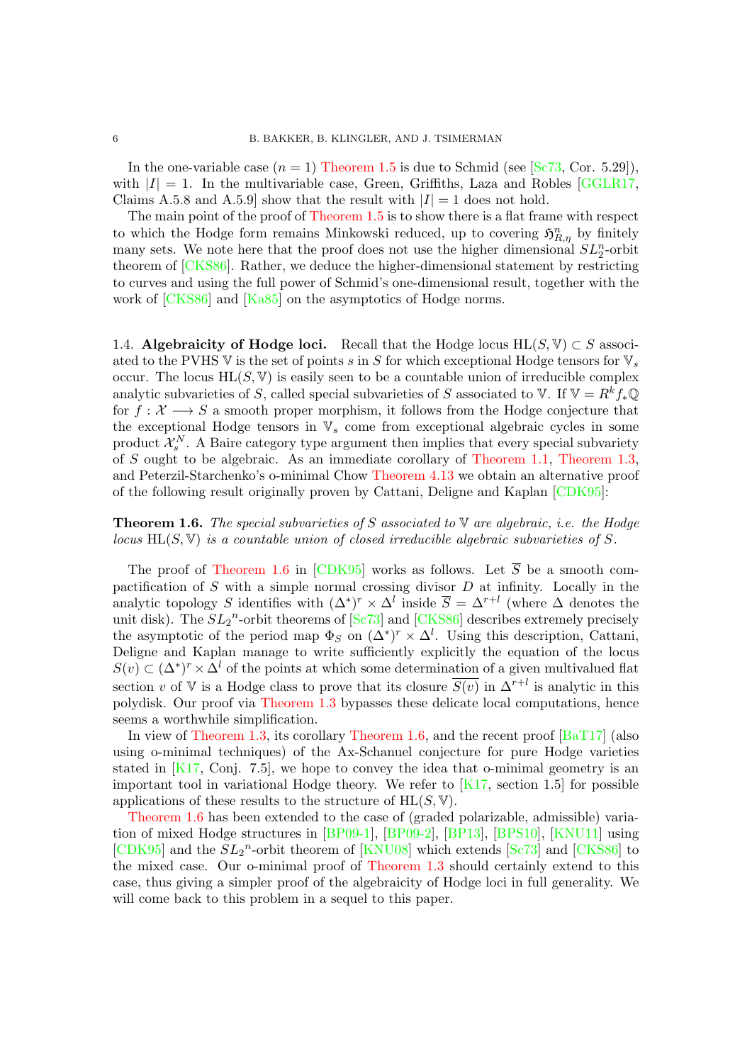In the one-variable case ($n = 1$) Theorem 1.5 is due to Schmid (see [Sc73, Cor. 5.29]), with $|I| = 1$. In the multivariable case, Green, Griffiths, Laza and Robles [GGLR17, Claims A.5.8 and A.5.9] show that the result with $|I| = 1$ does not hold.

The main point of the proof of Theorem 1.5 is to show there is a flat frame with respect to which the Hodge form remains Minkowski reduced, up to covering $\mathfrak{H}^n_{R,\eta}$ by finitely many sets. We note here that the proof does not use the higher dimensional $SL_2^n$-orbit theorem of [CKS86]. Rather, we deduce the higher-dimensional statement by restricting to curves and using the full power of Schmid's one-dimensional result, together with the work of [CKS86] and [Ka85] on the asymptotics of Hodge norms.

### 1.4. Algebraicity of Hodge loci.

Recall that the Hodge locus $\mathrm{HL}(S, \mathbb{V}) \subset S$ associated to the PVHS $\mathbb{V}$ is the set of points $s$ in $S$ for which exceptional Hodge tensors for $\mathbb{V}_s$ occur. The locus $\mathrm{HL}(S, \mathbb{V})$ is easily seen to be a countable union of irreducible complex analytic subvarieties of $S$, called special subvarieties of $S$ associated to $\mathbb{V}$. If $\mathbb{V} = R^k f_* \mathbb{Q}$ for $f : \mathcal{X} \longrightarrow S$ a smooth proper morphism, it follows from the Hodge conjecture that the exceptional Hodge tensors in $\mathbb{V}_s$ come from exceptional algebraic cycles in some product $\mathcal{X}_s^N$. A Baire category type argument then implies that every special subvariety of $S$ ought to be algebraic. As an immediate corollary of Theorem 1.1, Theorem 1.3, and Peterzil-Starchenko's o-minimal Chow Theorem 4.13 we obtain an alternative proof of the following result originally proven by Cattani, Deligne and Kaplan [CDK95]:

**Theorem 1.6.** *The special subvarieties of $S$ associated to $\mathbb{V}$ are algebraic, i.e. the Hodge locus $\mathrm{HL}(S, \mathbb{V})$ is a countable union of closed irreducible algebraic subvarieties of $S$.*

The proof of Theorem 1.6 in [CDK95] works as follows. Let $\overline{S}$ be a smooth compactification of $S$ with a simple normal crossing divisor $D$ at infinity. Locally in the analytic topology $S$ identifies with $(\Delta^*)^r \times \Delta^l$ inside $\overline{S} = \Delta^{r+l}$ (where $\Delta$ denotes the unit disk). The $SL_2{}^n$-orbit theorems of [Sc73] and [CKS86] describes extremely precisely the asymptotic of the period map $\Phi_S$ on $(\Delta^*)^r \times \Delta^l$. Using this description, Cattani, Deligne and Kaplan manage to write sufficiently explicitly the equation of the locus $S(v) \subset (\Delta^*)^r \times \Delta^l$ of the points at which some determination of a given multivalued flat section $v$ of $\mathbb{V}$ is a Hodge class to prove that its closure $\overline{S(v)}$ in $\Delta^{r+l}$ is analytic in this polydisk. Our proof via Theorem 1.3 bypasses these delicate local computations, hence seems a worthwhile simplification.

In view of Theorem 1.3, its corollary Theorem 1.6, and the recent proof [BaT17] (also using o-minimal techniques) of the Ax-Schanuel conjecture for pure Hodge varieties stated in [K17, Conj. 7.5], we hope to convey the idea that o-minimal geometry is an important tool in variational Hodge theory. We refer to [K17, section 1.5] for possible applications of these results to the structure of $\mathrm{HL}(S, \mathbb{V})$.

Theorem 1.6 has been extended to the case of (graded polarizable, admissible) variation of mixed Hodge structures in [BP09-1], [BP09-2], [BP13], [BPS10], [KNU11] using [CDK95] and the $SL_2{}^n$-orbit theorem of [KNU08] which extends [Sc73] and [CKS86] to the mixed case. Our o-minimal proof of Theorem 1.3 should certainly extend to this case, thus giving a simpler proof of the algebraicity of Hodge loci in full generality. We will come back to this problem in a sequel to this paper.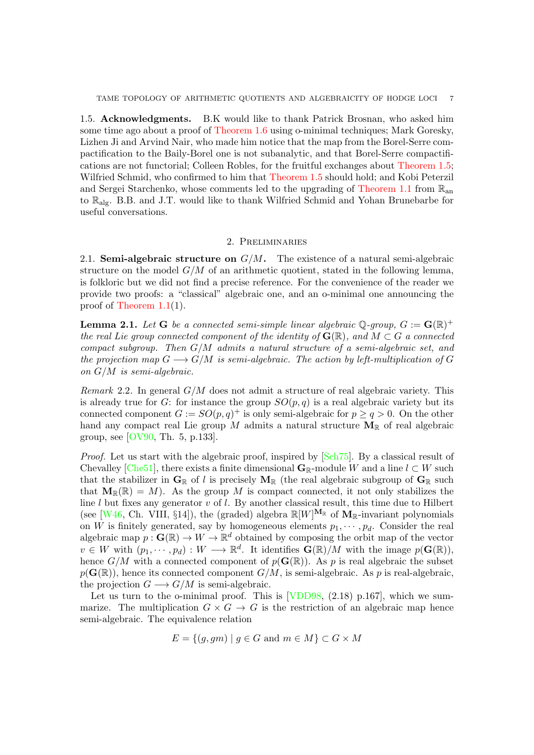1.5. **Acknowledgments.** B.K would like to thank Patrick Brosnan, who asked him some time ago about a proof of Theorem 1.6 using o-minimal techniques; Mark Goresky, Lizhen Ji and Arvind Nair, who made him notice that the map from the Borel-Serre compactification to the Baily-Borel one is not subanalytic, and that Borel-Serre compactifications are not functorial; Colleen Robles, for the fruitful exchanges about Theorem 1.5; Wilfried Schmid, who confirmed to him that Theorem 1.5 should hold; and Kobi Peterzil and Sergei Starchenko, whose comments led to the upgrading of Theorem 1.1 from $\mathbb{R}_{\mathrm{an}}$ to $\mathbb{R}_{\mathrm{alg}}$. B.B. and J.T. would like to thank Wilfried Schmid and Yohan Brunebarbe for useful conversations.

## 2. Preliminaries

2.1. **Semi-algebraic structure on $G/M$.** The existence of a natural semi-algebraic structure on the model $G/M$ of an arithmetic quotient, stated in the following lemma, is folkloric but we did not find a precise reference. For the convenience of the reader we provide two proofs: a "classical" algebraic one, and an o-minimal one announcing the proof of Theorem 1.1(1).

**Lemma 2.1.** *Let $\mathbf{G}$ be a connected semi-simple linear algebraic $\mathbb{Q}$-group, $G := \mathbf{G}(\mathbb{R})^+$ the real Lie group connected component of the identity of $\mathbf{G}(\mathbb{R})$, and $M \subset G$ a connected compact subgroup. Then $G/M$ admits a natural structure of a semi-algebraic set, and the projection map $G \longrightarrow G/M$ is semi-algebraic. The action by left-multiplication of $G$ on $G/M$ is semi-algebraic.*

*Remark* 2.2. In general $G/M$ does not admit a structure of real algebraic variety. This is already true for $G$: for instance the group $SO(p,q)$ is a real algebraic variety but its connected component $G := SO(p,q)^+$ is only semi-algebraic for $p \geq q > 0$. On the other hand any compact real Lie group $M$ admits a natural structure $\mathbf{M}_{\mathbb{R}}$ of real algebraic group, see [OV90, Th. 5, p.133].

*Proof.* Let us start with the algebraic proof, inspired by [Sch75]. By a classical result of Chevalley [Che51], there exists a finite dimensional $\mathbf{G}_{\mathbb{R}}$-module $W$ and a line $l \subset W$ such that the stabilizer in $\mathbf{G}_{\mathbb{R}}$ of $l$ is precisely $\mathbf{M}_{\mathbb{R}}$ (the real algebraic subgroup of $\mathbf{G}_{\mathbb{R}}$ such that $\mathbf{M}_{\mathbb{R}}(\mathbb{R}) = M$). As the group $M$ is compact connected, it not only stabilizes the line $l$ but fixes any generator $v$ of $l$. By another classical result, this time due to Hilbert (see [W46, Ch. VIII, §14]), the (graded) algebra $\mathbb{R}[W]^{\mathbf{M}_{\mathbb{R}}}$ of $\mathbf{M}_{\mathbb{R}}$-invariant polynomials on $W$ is finitely generated, say by homogeneous elements $p_1, \cdots, p_d$. Consider the real algebraic map $p : \mathbf{G}(\mathbb{R}) \to W \to \mathbb{R}^d$ obtained by composing the orbit map of the vector $v \in W$ with $(p_1, \cdots, p_d) : W \longrightarrow \mathbb{R}^d$. It identifies $\mathbf{G}(\mathbb{R})/M$ with the image $p(\mathbf{G}(\mathbb{R}))$, hence $G/M$ with a connected component of $p(\mathbf{G}(\mathbb{R}))$. As $p$ is real algebraic the subset $p(\mathbf{G}(\mathbb{R}))$, hence its connected component $G/M$, is semi-algebraic. As $p$ is real-algebraic, the projection $G \longrightarrow G/M$ is semi-algebraic.

Let us turn to the o-minimal proof. This is [VDD98, (2.18) p.167], which we summarize. The multiplication $G \times G \to G$ is the restriction of an algebraic map hence semi-algebraic. The equivalence relation

$$E = \{(g, gm) \mid g \in G \text{ and } m \in M\} \subset G \times M$$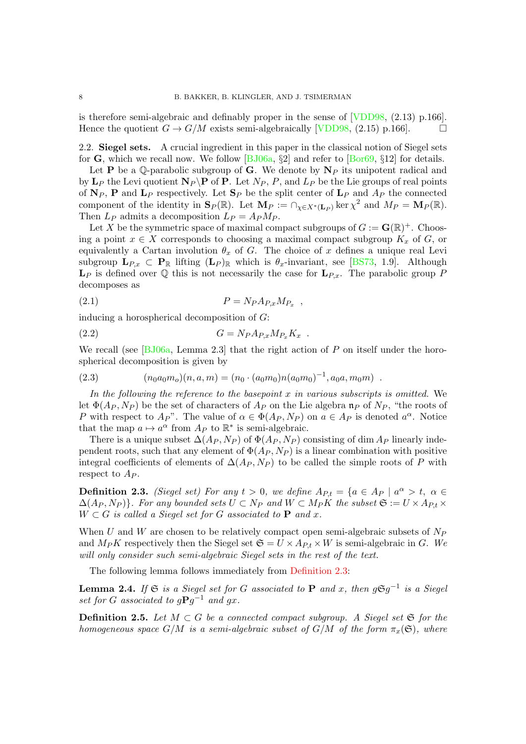is therefore semi-algebraic and definably proper in the sense of [VDD98, (2.13) p.166]. Hence the quotient $G \to G/M$ exists semi-algebraically [VDD98, (2.15) p.166]. $\square$

### 2.2. Siegel sets.

A crucial ingredient in this paper in the classical notion of Siegel sets for $\mathbf{G}$, which we recall now. We follow [BJ06a, §2] and refer to [Bor69, §12] for details.

Let $\mathbf{P}$ be a $\mathbb{Q}$-parabolic subgroup of $\mathbf{G}$. We denote by $\mathbf{N}_P$ its unipotent radical and by $\mathbf{L}_P$ the Levi quotient $\mathbf{N}_P \backslash \mathbf{P}$ of $\mathbf{P}$. Let $N_P$, $P$, and $L_P$ be the Lie groups of real points of $\mathbf{N}_P$, $\mathbf{P}$ and $\mathbf{L}_P$ respectively. Let $\mathbf{S}_P$ be the split center of $\mathbf{L}_P$ and $A_P$ the connected component of the identity in $\mathbf{S}_P(\mathbb{R})$. Let $\mathbf{M}_P := \cap_{\chi \in X^*(\mathbf{L}_P)} \ker \chi^2$ and $M_P = \mathbf{M}_P(\mathbb{R})$. Then $L_P$ admits a decomposition $L_P = A_P M_P$.

Let $X$ be the symmetric space of maximal compact subgroups of $G := \mathbf{G}(\mathbb{R})^+$. Choosing a point $x \in X$ corresponds to choosing a maximal compact subgroup $K_x$ of $G$, or equivalently a Cartan involution $\theta_x$ of $G$. The choice of $x$ defines a unique real Levi subgroup $\mathbf{L}_{P,x} \subset \mathbf{P}_\mathbb{R}$ lifting $(\mathbf{L}_P)_\mathbb{R}$ which is $\theta_x$-invariant, see [BS73, 1.9]. Although $\mathbf{L}_P$ is defined over $\mathbb{Q}$ this is not necessarily the case for $\mathbf{L}_{P,x}$. The parabolic group $P$ decomposes as

$$P = N_P A_{P,x} M_{P_x} \quad , \tag{2.1}$$

inducing a horospherical decomposition of $G$:

$$G = N_P A_{P,x} M_{P_x} K_x \quad . \tag{2.2}$$

We recall (see [BJ06a, Lemma 2.3] that the right action of $P$ on itself under the horospherical decomposition is given by

$$(n_0 a_0 m_o)(n, a, m) = (n_0 \cdot (a_0 m_0) n (a_0 m_0)^{-1}, a_0 a, m_0 m) \quad . \tag{2.3}$$

*In the following the reference to the basepoint $x$ in various subscripts is omitted.* We let $\Phi(A_P, N_P)$ be the set of characters of $A_P$ on the Lie algebra $\mathfrak{n}_P$ of $N_P$, "the roots of $P$ with respect to $A_P$". The value of $\alpha \in \Phi(A_P, N_P)$ on $a \in A_P$ is denoted $a^\alpha$. Notice that the map $a \mapsto a^\alpha$ from $A_P$ to $\mathbb{R}^*$ is semi-algebraic.

There is a unique subset $\Delta(A_P, N_P)$ of $\Phi(A_P, N_P)$ consisting of $\dim A_P$ linearly independent roots, such that any element of $\Phi(A_P, N_P)$ is a linear combination with positive integral coefficients of elements of $\Delta(A_P, N_P)$ to be called the simple roots of $P$ with respect to $A_P$.

**Definition 2.3.** *(Siegel set) For any $t > 0$, we define $A_{P,t} = \{a \in A_P \mid a^\alpha > t, \ \alpha \in \Delta(A_P, N_P)\}$. For any bounded sets $U \subset N_P$ and $W \subset M_P K$ the subset $\mathfrak{S} := U \times A_{P,t} \times W \subset G$ is called a Siegel set for $G$ associated to $\mathbf{P}$ and $x$.*

When $U$ and $W$ are chosen to be relatively compact open semi-algebraic subsets of $N_P$ and $M_P K$ respectively then the Siegel set $\mathfrak{S} = U \times A_{P,t} \times W$ is semi-algebraic in $G$. *We will only consider such semi-algebraic Siegel sets in the rest of the text.*

The following lemma follows immediately from Definition 2.3:

**Lemma 2.4.** *If $\mathfrak{S}$ is a Siegel set for $G$ associated to $\mathbf{P}$ and $x$, then $g\mathfrak{S}g^{-1}$ is a Siegel set for $G$ associated to $g\mathbf{P}g^{-1}$ and $gx$.*

**Definition 2.5.** *Let $M \subset G$ be a connected compact subgroup. A Siegel set $\mathfrak{S}$ for the homogeneous space $G/M$ is a semi-algebraic subset of $G/M$ of the form $\pi_x(\mathfrak{S})$, where*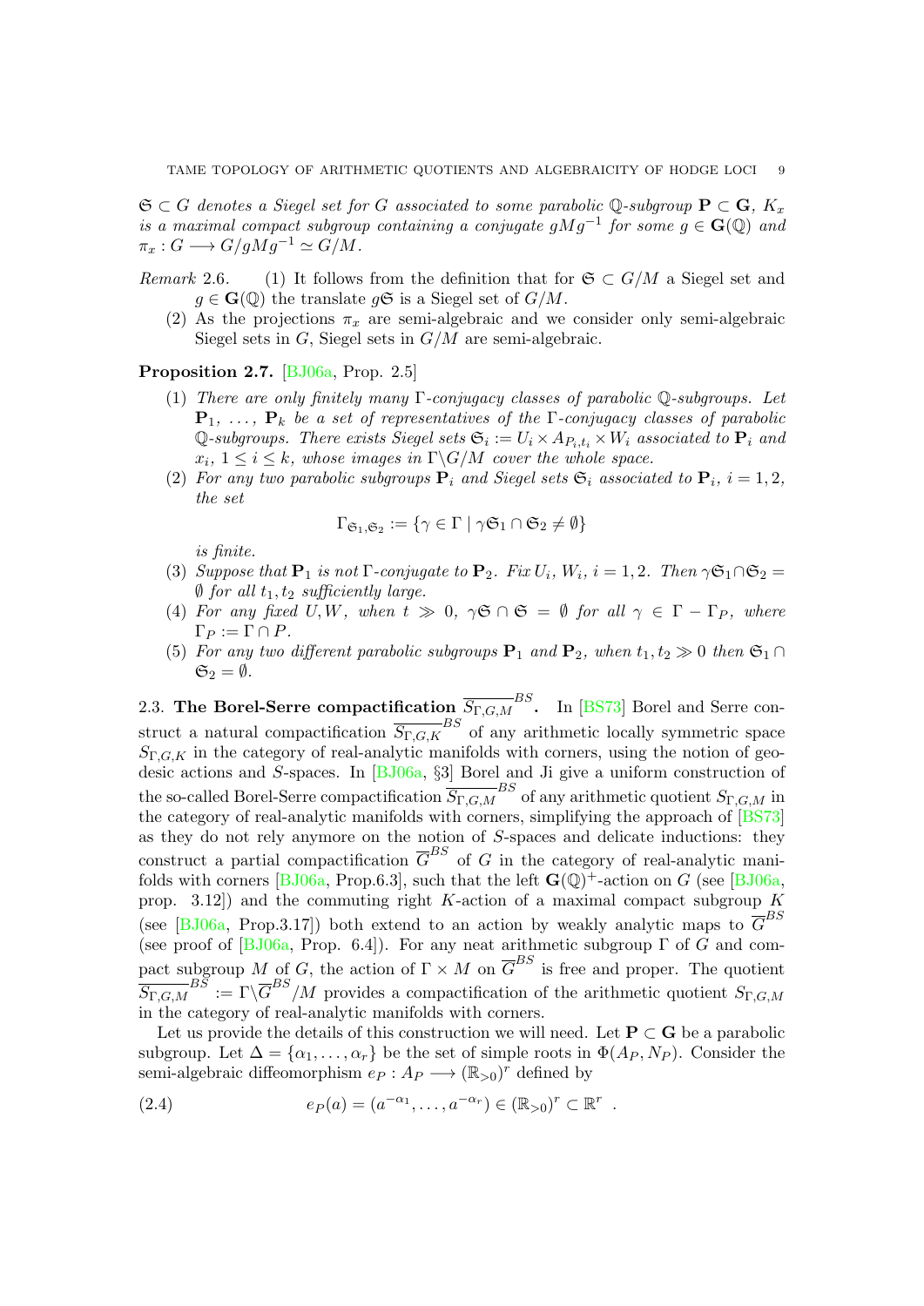$\mathfrak{S} \subset G$ *denotes a Siegel set for* $G$ *associated to some parabolic* $\mathbb{Q}$*-subgroup* $\mathbf{P} \subset \mathbf{G}$*,* $K_x$ *is a maximal compact subgroup containing a conjugate* $gMg^{-1}$ *for some* $g \in \mathbf{G}(\mathbb{Q})$ *and* $\pi_x : G \longrightarrow G/gMg^{-1} \simeq G/M$*.*

*Remark* 2.6.
1. It follows from the definition that for $\mathfrak{S} \subset G/M$ a Siegel set and $g \in \mathbf{G}(\mathbb{Q})$ the translate $g\mathfrak{S}$ is a Siegel set of $G/M$.
2. As the projections $\pi_x$ are semi-algebraic and we consider only semi-algebraic Siegel sets in $G$, Siegel sets in $G/M$ are semi-algebraic.

**Proposition 2.7.** [BJ06a, Prop. 2.5]

1. *There are only finitely many* $\Gamma$*-conjugacy classes of parabolic* $\mathbb{Q}$*-subgroups. Let* $\mathbf{P}_1, \ldots, \mathbf{P}_k$ *be a set of representatives of the* $\Gamma$*-conjugacy classes of parabolic* $\mathbb{Q}$*-subgroups. There exists Siegel sets* $\mathfrak{S}_i := U_i \times A_{P_i,t_i} \times W_i$ *associated to* $\mathbf{P}_i$ *and* $x_i$*,* $1 \leq i \leq k$*, whose images in* $\Gamma\backslash G/M$ *cover the whole space.*
2. *For any two parabolic subgroups* $\mathbf{P}_i$ *and Siegel sets* $\mathfrak{S}_i$ *associated to* $\mathbf{P}_i$*,* $i = 1, 2$*, the set*
$$\Gamma_{\mathfrak{S}_1,\mathfrak{S}_2} := \{\gamma \in \Gamma \mid \gamma\mathfrak{S}_1 \cap \mathfrak{S}_2 \neq \emptyset\}$$
*is finite.*
3. *Suppose that* $\mathbf{P}_1$ *is not* $\Gamma$*-conjugate to* $\mathbf{P}_2$*. Fix* $U_i$*,* $W_i$*,* $i = 1, 2$*. Then* $\gamma\mathfrak{S}_1 \cap \mathfrak{S}_2 = \emptyset$ *for all* $t_1, t_2$ *sufficiently large.*
4. *For any fixed* $U, W$*, when* $t \gg 0$*,* $\gamma\mathfrak{S} \cap \mathfrak{S} = \emptyset$ *for all* $\gamma \in \Gamma - \Gamma_P$*, where* $\Gamma_P := \Gamma \cap P$*.*
5. *For any two different parabolic subgroups* $\mathbf{P}_1$ *and* $\mathbf{P}_2$*, when* $t_1, t_2 \gg 0$ *then* $\mathfrak{S}_1 \cap \mathfrak{S}_2 = \emptyset$*.*

2.3. **The Borel-Serre compactification** $\overline{S_{\Gamma,G,M}}^{BS}$**.** In [BS73] Borel and Serre construct a natural compactification $\overline{S_{\Gamma,G,K}}^{BS}$ of any arithmetic locally symmetric space $S_{\Gamma,G,K}$ in the category of real-analytic manifolds with corners, using the notion of geodesic actions and $S$-spaces. In [BJ06a, §3] Borel and Ji give a uniform construction of the so-called Borel-Serre compactification $\overline{S_{\Gamma,G,M}}^{BS}$ of any arithmetic quotient $S_{\Gamma,G,M}$ in the category of real-analytic manifolds with corners, simplifying the approach of [BS73] as they do not rely anymore on the notion of $S$-spaces and delicate inductions: they construct a partial compactification $\overline{G}^{BS}$ of $G$ in the category of real-analytic manifolds with corners [BJ06a, Prop.6.3], such that the left $\mathbf{G}(\mathbb{Q})^+$-action on $G$ (see [BJ06a, prop. 3.12]) and the commuting right $K$-action of a maximal compact subgroup $K$ (see [BJ06a, Prop.3.17]) both extend to an action by weakly analytic maps to $\overline{G}^{BS}$ (see proof of [BJ06a, Prop. 6.4]). For any neat arithmetic subgroup $\Gamma$ of $G$ and compact subgroup $M$ of $G$, the action of $\Gamma \times M$ on $\overline{G}^{BS}$ is free and proper. The quotient $\overline{S_{\Gamma,G,M}}^{BS} := \Gamma\backslash\overline{G}^{BS}/M$ provides a compactification of the arithmetic quotient $S_{\Gamma,G,M}$ in the category of real-analytic manifolds with corners.

Let us provide the details of this construction we will need. Let $\mathbf{P} \subset \mathbf{G}$ be a parabolic subgroup. Let $\Delta = \{\alpha_1, \ldots, \alpha_r\}$ be the set of simple roots in $\Phi(A_P, N_P)$. Consider the semi-algebraic diffeomorphism $e_P : A_P \longrightarrow (\mathbb{R}_{>0})^r$ defined by

$$e_P(a) = (a^{-\alpha_1}, \ldots, a^{-\alpha_r}) \in (\mathbb{R}_{>0})^r \subset \mathbb{R}^r \quad . \tag{2.4}$$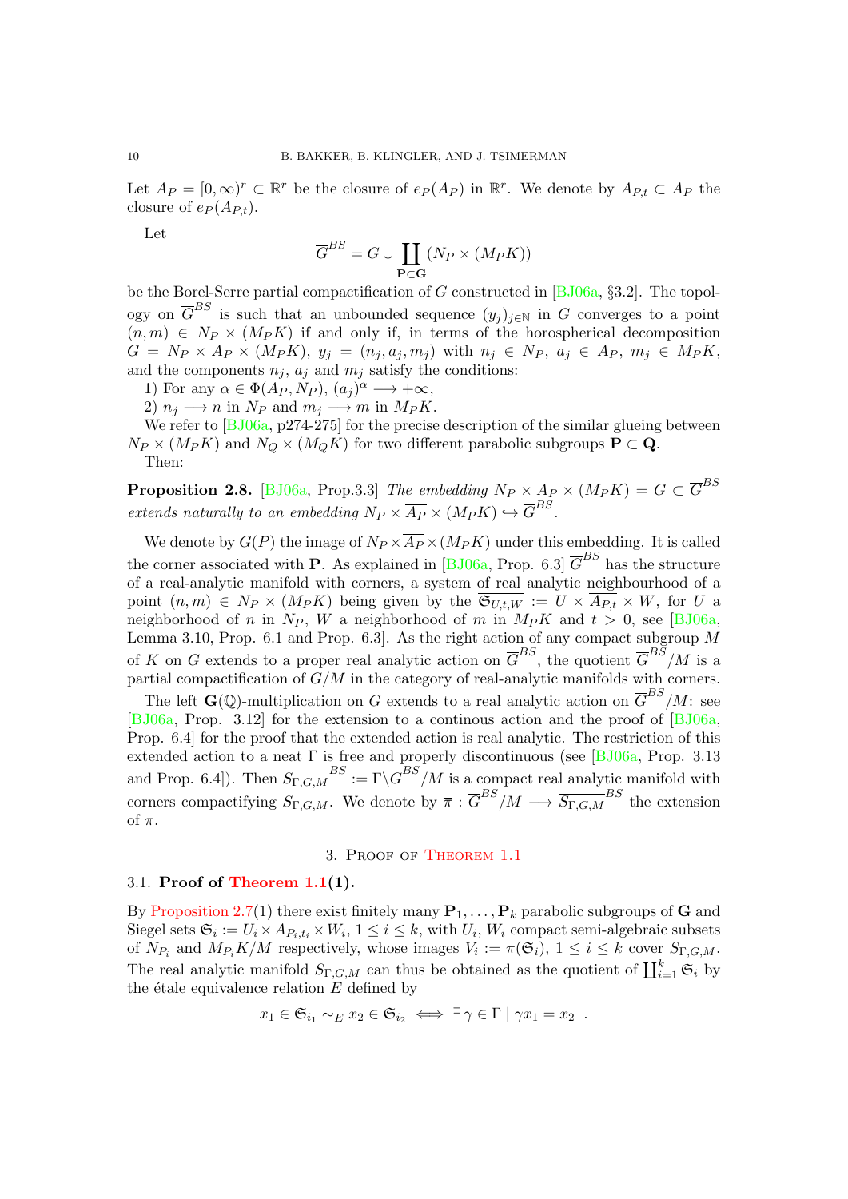Let $\overline{A_P} = [0, \infty)^r \subset \mathbb{R}^r$ be the closure of $e_P(A_P)$ in $\mathbb{R}^r$. We denote by $\overline{A_{P,t}} \subset \overline{A_P}$ the closure of $e_P(A_{P,t})$.

Let

$$\overline{G}^{BS} = G \cup \coprod_{\mathbf{P} \subset \mathbf{G}} (N_P \times (M_P K))$$

be the Borel-Serre partial compactification of $G$ constructed in [BJ06a, §3.2]. The topology on $\overline{G}^{BS}$ is such that an unbounded sequence $(y_j)_{j \in \mathbb{N}}$ in $G$ converges to a point $(n, m) \in N_P \times (M_P K)$ if and only if, in terms of the horospherical decomposition $G = N_P \times A_P \times (M_P K)$, $y_j = (n_j, a_j, m_j)$ with $n_j \in N_P$, $a_j \in A_P$, $m_j \in M_P K$, and the components $n_j$, $a_j$ and $m_j$ satisfy the conditions:

1) For any $\alpha \in \Phi(A_P, N_P)$, $(a_j)^\alpha \longrightarrow +\infty$,

2) $n_j \longrightarrow n$ in $N_P$ and $m_j \longrightarrow m$ in $M_P K$.

We refer to [BJ06a, p274-275] for the precise description of the similar glueing between $N_P \times (M_P K)$ and $N_Q \times (M_Q K)$ for two different parabolic subgroups $\mathbf{P} \subset \mathbf{Q}$.

Then:

**Proposition 2.8.** [BJ06a, Prop.3.3] *The embedding $N_P \times A_P \times (M_P K) = G \subset \overline{G}^{BS}$ extends naturally to an embedding $N_P \times \overline{A_P} \times (M_P K) \hookrightarrow \overline{G}^{BS}$.*

We denote by $G(P)$ the image of $N_P \times \overline{A_P} \times (M_P K)$ under this embedding. It is called the corner associated with $\mathbf{P}$. As explained in [BJ06a, Prop. 6.3] $\overline{G}^{BS}$ has the structure of a real-analytic manifold with corners, a system of real analytic neighbourhood of a point $(n, m) \in N_P \times (M_P K)$ being given by the $\overline{\mathfrak{S}_{U,t,W}} := U \times \overline{A_{P,t}} \times W$, for $U$ a neighborhood of $n$ in $N_P$, $W$ a neighborhood of $m$ in $M_P K$ and $t > 0$, see [BJ06a, Lemma 3.10, Prop. 6.1 and Prop. 6.3]. As the right action of any compact subgroup $M$ of $K$ on $G$ extends to a proper real analytic action on $\overline{G}^{BS}$, the quotient $\overline{G}^{BS}/M$ is a partial compactification of $G/M$ in the category of real-analytic manifolds with corners.

The left $\mathbf{G}(\mathbb{Q})$-multiplication on $G$ extends to a real analytic action on $\overline{G}^{BS}/M$: see [BJ06a, Prop. 3.12] for the extension to a continous action and the proof of [BJ06a, Prop. 6.4] for the proof that the extended action is real analytic. The restriction of this extended action to a neat $\Gamma$ is free and properly discontinuous (see [BJ06a, Prop. 3.13 and Prop. 6.4]). Then $\overline{S_{\Gamma,G,M}}^{BS} := \Gamma \backslash \overline{G}^{BS}/M$ is a compact real analytic manifold with corners compactifying $S_{\Gamma,G,M}$. We denote by $\overline{\pi} : \overline{G}^{BS}/M \longrightarrow \overline{S_{\Gamma,G,M}}^{BS}$ the extension of $\pi$.

## 3. Proof of Theorem 1.1

### 3.1. Proof of Theorem 1.1(1).

By Proposition 2.7(1) there exist finitely many $\mathbf{P}_1, \dots, \mathbf{P}_k$ parabolic subgroups of $\mathbf{G}$ and Siegel sets $\mathfrak{S}_i := U_i \times A_{P_i, t_i} \times W_i$, $1 \leq i \leq k$, with $U_i$, $W_i$ compact semi-algebraic subsets of $N_{P_i}$ and $M_{P_i}K/M$ respectively, whose images $V_i := \pi(\mathfrak{S}_i)$, $1 \leq i \leq k$ cover $S_{\Gamma,G,M}$. The real analytic manifold $S_{\Gamma,G,M}$ can thus be obtained as the quotient of $\coprod_{i=1}^k \mathfrak{S}_i$ by the étale equivalence relation $E$ defined by

$$x_1 \in \mathfrak{S}_{i_1} \sim_E x_2 \in \mathfrak{S}_{i_2} \iff \exists \gamma \in \Gamma \mid \gamma x_1 = x_2 \ .$$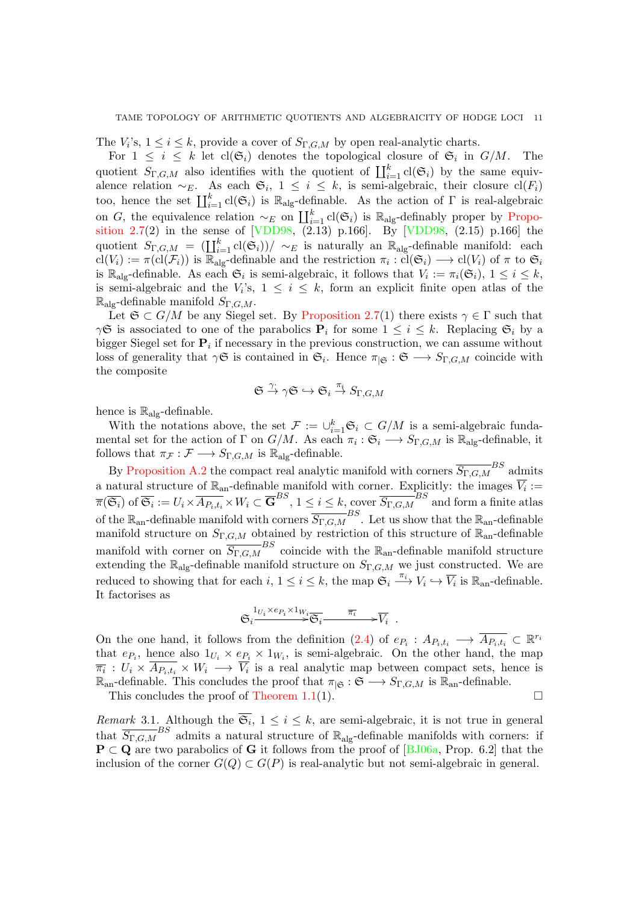The $V_i$'s, $1 \leq i \leq k$, provide a cover of $S_{\Gamma,G,M}$ by open real-analytic charts.

For $1 \leq i \leq k$ let $\mathrm{cl}(\mathfrak{S}_i)$ denotes the topological closure of $\mathfrak{S}_i$ in $G/M$. The quotient $S_{\Gamma,G,M}$ also identifies with the quotient of $\coprod_{i=1}^k \mathrm{cl}(\mathfrak{S}_i)$ by the same equivalence relation $\sim_E$. As each $\mathfrak{S}_i$, $1 \leq i \leq k$, is semi-algebraic, their closure $\mathrm{cl}(F_i)$ too, hence the set $\coprod_{i=1}^k \mathrm{cl}(\mathfrak{S}_i)$ is $\mathbb{R}_{\mathrm{alg}}$-definable. As the action of $\Gamma$ is real-algebraic on $G$, the equivalence relation $\sim_E$ on $\coprod_{i=1}^k \mathrm{cl}(\mathfrak{S}_i)$ is $\mathbb{R}_{\mathrm{alg}}$-definably proper by Proposition 2.7(2) in the sense of [VDD98, (2.13) p.166]. By [VDD98, (2.15) p.166] the quotient $S_{\Gamma,G,M} = (\coprod_{i=1}^k \mathrm{cl}(\mathfrak{S}_i))/\sim_E$ is naturally an $\mathbb{R}_{\mathrm{alg}}$-definable manifold: each $\mathrm{cl}(V_i) := \pi(\mathrm{cl}(\mathcal{F}_i))$ is $\mathbb{R}_{\mathrm{alg}}$-definable and the restriction $\pi_i : \mathrm{cl}(\mathfrak{S}_i) \longrightarrow \mathrm{cl}(V_i)$ of $\pi$ to $\mathfrak{S}_i$ is $\mathbb{R}_{\mathrm{alg}}$-definable. As each $\mathfrak{S}_i$ is semi-algebraic, it follows that $V_i := \pi_i(\mathfrak{S}_i)$, $1 \leq i \leq k$, is semi-algebraic and the $V_i$'s, $1 \leq i \leq k$, form an explicit finite open atlas of the $\mathbb{R}_{\mathrm{alg}}$-definable manifold $S_{\Gamma,G,M}$.

Let $\mathfrak{S} \subset G/M$ be any Siegel set. By Proposition 2.7(1) there exists $\gamma \in \Gamma$ such that $\gamma\mathfrak{S}$ is associated to one of the parabolics $\mathbf{P}_i$ for some $1 \leq i \leq k$. Replacing $\mathfrak{S}_i$ by a bigger Siegel set for $\mathbf{P}_i$ if necessary in the previous construction, we can assume without loss of generality that $\gamma\mathfrak{S}$ is contained in $\mathfrak{S}_i$. Hence $\pi_{|\mathfrak{S}} : \mathfrak{S} \longrightarrow S_{\Gamma,G,M}$ coincide with the composite

$$\mathfrak{S} \xrightarrow{\gamma_\cdot} \gamma\mathfrak{S} \hookrightarrow \mathfrak{S}_i \xrightarrow{\pi_i} S_{\Gamma,G,M}$$

hence is $\mathbb{R}_{\mathrm{alg}}$-definable.

With the notations above, the set $\mathcal{F} := \cup_{i=1}^k \mathfrak{S}_i \subset G/M$ is a semi-algebraic fundamental set for the action of $\Gamma$ on $G/M$. As each $\pi_i : \mathfrak{S}_i \longrightarrow S_{\Gamma,G,M}$ is $\mathbb{R}_{\mathrm{alg}}$-definable, it follows that $\pi_{\mathcal{F}} : \mathcal{F} \longrightarrow S_{\Gamma,G,M}$ is $\mathbb{R}_{\mathrm{alg}}$-definable.

By Proposition A.2 the compact real analytic manifold with corners $\overline{S_{\Gamma,G,M}}^{BS}$ admits a natural structure of $\mathbb{R}_{\mathrm{an}}$-definable manifold with corner. Explicitly: the images $\overline{V_i} := \overline{\pi}(\overline{\mathfrak{S}_i})$ of $\overline{\mathfrak{S}_i} := U_i \times \overline{A_{P_i,t_i}} \times W_i \subset \overline{\mathbf{G}}^{BS}$, $1 \leq i \leq k$, cover $\overline{S_{\Gamma,G,M}}^{BS}$ and form a finite atlas of the $\mathbb{R}_{\mathrm{an}}$-definable manifold with corners $\overline{S_{\Gamma,G,M}}^{BS}$. Let us show that the $\mathbb{R}_{\mathrm{an}}$-definable manifold structure on $S_{\Gamma,G,M}$ obtained by restriction of this structure of $\mathbb{R}_{\mathrm{an}}$-definable manifold with corner on $\overline{S_{\Gamma,G,M}}^{BS}$ coincide with the $\mathbb{R}_{\mathrm{an}}$-definable manifold structure extending the $\mathbb{R}_{\mathrm{alg}}$-definable manifold structure on $S_{\Gamma,G,M}$ we just constructed. We are reduced to showing that for each $i$, $1 \leq i \leq k$, the map $\mathfrak{S}_i \xrightarrow{\pi_i} V_i \hookrightarrow \overline{V_i}$ is $\mathbb{R}_{\mathrm{an}}$-definable. It factorises as

$$\mathfrak{S}_i \xrightarrow{1_{U_i} \times e_{P_i} \times 1_{W_i}} \overline{\mathfrak{S}_i} \xrightarrow{\overline{\pi_i}} \overline{V_i} \ .$$

On the one hand, it follows from the definition (2.4) of $e_{P_i} : A_{P_i,t_i} \longrightarrow \overline{A_{P_i,t_i}} \subset \mathbb{R}^{r_i}$ that $e_{P_i}$, hence also $1_{U_i} \times e_{P_i} \times 1_{W_i}$, is semi-algebraic. On the other hand, the map $\overline{\pi_i} : U_i \times \overline{A_{P_i,t_i}} \times W_i \longrightarrow \overline{V_i}$ is a real analytic map between compact sets, hence is $\mathbb{R}_{\mathrm{an}}$-definable. This concludes the proof that $\pi_{|\mathfrak{S}} : \mathfrak{S} \longrightarrow S_{\Gamma,G,M}$ is $\mathbb{R}_{\mathrm{an}}$-definable.

This concludes the proof of Theorem 1.1(1). $\square$

*Remark* 3.1. Although the $\overline{\mathfrak{S}_i}$, $1 \leq i \leq k$, are semi-algebraic, it is not true in general that $\overline{S_{\Gamma,G,M}}^{BS}$ admits a natural structure of $\mathbb{R}_{\mathrm{alg}}$-definable manifolds with corners: if $\mathbf{P} \subset \mathbf{Q}$ are two parabolics of $\mathbf{G}$ it follows from the proof of [BJ06a, Prop. 6.2] that the inclusion of the corner $G(Q) \subset G(P)$ is real-analytic but not semi-algebraic in general.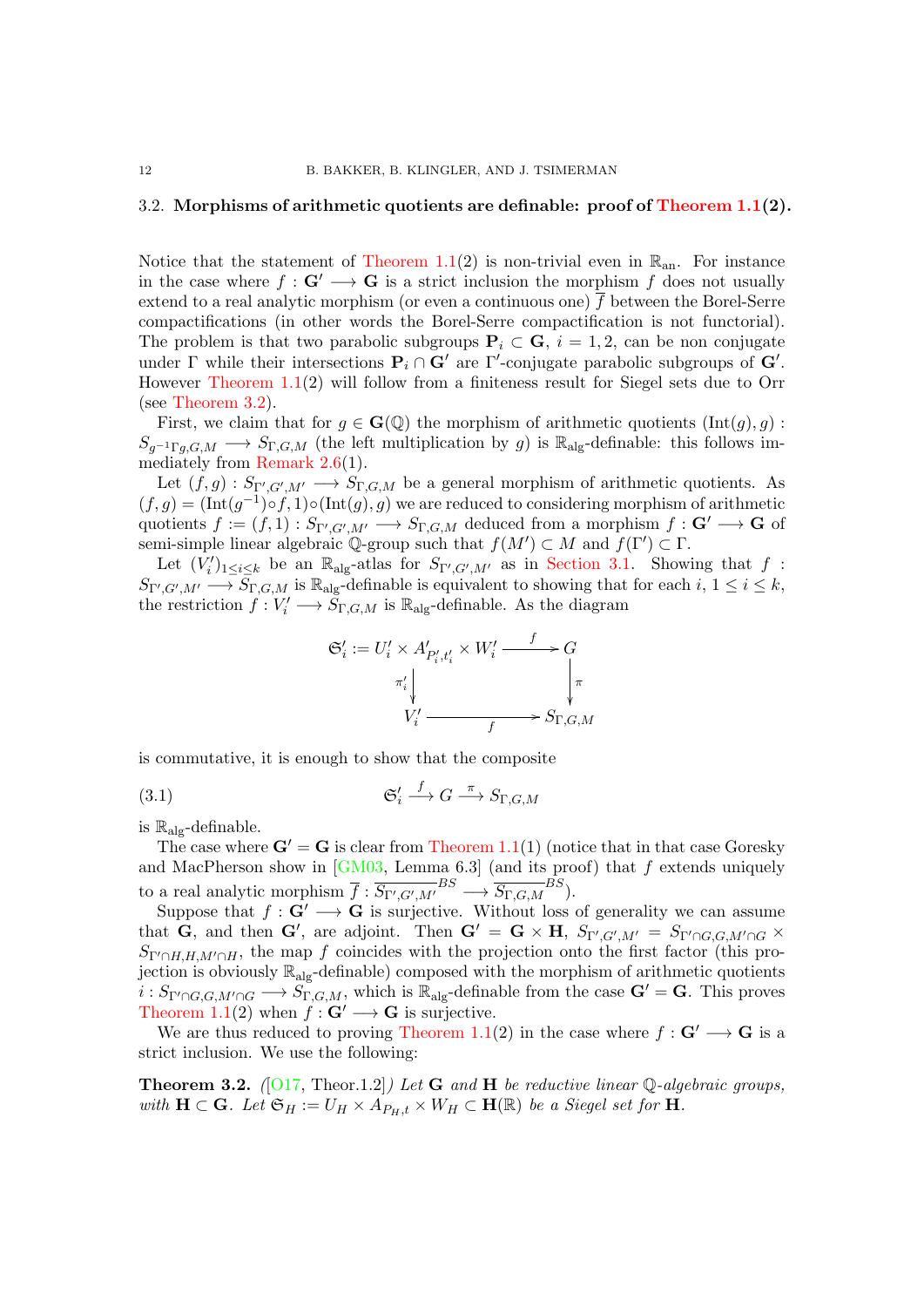### 3.2. Morphisms of arithmetic quotients are definable: proof of Theorem 1.1(2).

Notice that the statement of Theorem 1.1(2) is non-trivial even in $\mathbb{R}_{\mathrm{an}}$. For instance in the case where $f : \mathbf{G}' \longrightarrow \mathbf{G}$ is a strict inclusion the morphism $f$ does not usually extend to a real analytic morphism (or even a continuous one) $\overline{f}$ between the Borel-Serre compactifications (in other words the Borel-Serre compactification is not functorial). The problem is that two parabolic subgroups $\mathbf{P}_i \subset \mathbf{G}$, $i = 1, 2$, can be non conjugate under $\Gamma$ while their intersections $\mathbf{P}_i \cap \mathbf{G}'$ are $\Gamma'$-conjugate parabolic subgroups of $\mathbf{G}'$. However Theorem 1.1(2) will follow from a finiteness result for Siegel sets due to Orr (see Theorem 3.2).

First, we claim that for $g \in \mathbf{G}(\mathbb{Q})$ the morphism of arithmetic quotients $(\mathrm{Int}(g), g) : S_{g^{-1}\Gamma g, G, M} \longrightarrow S_{\Gamma, G, M}$ (the left multiplication by $g$) is $\mathbb{R}_{\mathrm{alg}}$-definable: this follows immediately from Remark 2.6(1).

Let $(f, g) : S_{\Gamma', G', M'} \longrightarrow S_{\Gamma, G, M}$ be a general morphism of arithmetic quotients. As $(f, g) = (\mathrm{Int}(g^{-1}) \circ f, 1) \circ (\mathrm{Int}(g), g)$ we are reduced to considering morphism of arithmetic quotients $f := (f, 1) : S_{\Gamma', G', M'} \longrightarrow S_{\Gamma, G, M}$ deduced from a morphism $f : \mathbf{G}' \longrightarrow \mathbf{G}$ of semi-simple linear algebraic $\mathbb{Q}$-group such that $f(M') \subset M$ and $f(\Gamma') \subset \Gamma$.

Let $(V_i')_{1 \leq i \leq k}$ be an $\mathbb{R}_{\mathrm{alg}}$-atlas for $S_{\Gamma', G', M'}$ as in Section 3.1. Showing that $f : S_{\Gamma', G', M'} \longrightarrow S_{\Gamma, G, M}$ is $\mathbb{R}_{\mathrm{alg}}$-definable is equivalent to showing that for each $i$, $1 \leq i \leq k$, the restriction $f : V_i' \longrightarrow S_{\Gamma, G, M}$ is $\mathbb{R}_{\mathrm{alg}}$-definable. As the diagram

$$\begin{array}{ccc}
\mathfrak{S}_i' := U_i' \times A'_{P_i', t_i'} \times W_i' & \xrightarrow{\quad f \quad} & G \\
\Big\downarrow {\scriptstyle \pi_i'} & & \Big\downarrow {\scriptstyle \pi} \\
V_i' & \xrightarrow[\quad f \quad]{} & S_{\Gamma, G, M}
\end{array}$$

is commutative, it is enough to show that the composite

$$\mathfrak{S}_i' \xrightarrow{f} G \xrightarrow{\pi} S_{\Gamma, G, M} \tag{3.1}$$

is $\mathbb{R}_{\mathrm{alg}}$-definable.

The case where $\mathbf{G}' = \mathbf{G}$ is clear from Theorem 1.1(1) (notice that in that case Goresky and MacPherson show in [GM03, Lemma 6.3] (and its proof) that $f$ extends uniquely to a real analytic morphism $\overline{f} : \overline{S_{\Gamma', G', M'}}^{BS} \longrightarrow \overline{S_{\Gamma, G, M}}^{BS}$).

Suppose that $f : \mathbf{G}' \longrightarrow \mathbf{G}$ is surjective. Without loss of generality we can assume that $\mathbf{G}$, and then $\mathbf{G}'$, are adjoint. Then $\mathbf{G}' = \mathbf{G} \times \mathbf{H}$, $S_{\Gamma', G', M'} = S_{\Gamma' \cap G, G, M' \cap G} \times S_{\Gamma' \cap H, H, M' \cap H}$, the map $f$ coincides with the projection onto the first factor (this projection is obviously $\mathbb{R}_{\mathrm{alg}}$-definable) composed with the morphism of arithmetic quotients $i : S_{\Gamma' \cap G, G, M' \cap G} \longrightarrow S_{\Gamma, G, M}$, which is $\mathbb{R}_{\mathrm{alg}}$-definable from the case $\mathbf{G}' = \mathbf{G}$. This proves Theorem 1.1(2) when $f : \mathbf{G}' \longrightarrow \mathbf{G}$ is surjective.

We are thus reduced to proving Theorem 1.1(2) in the case where $f : \mathbf{G}' \longrightarrow \mathbf{G}$ is a strict inclusion. We use the following:

**Theorem 3.2.** *([O17, Theor.1.2]) Let $\mathbf{G}$ and $\mathbf{H}$ be reductive linear $\mathbb{Q}$-algebraic groups, with $\mathbf{H} \subset \mathbf{G}$. Let $\mathfrak{S}_H := U_H \times A_{P_H, t} \times W_H \subset \mathbf{H}(\mathbb{R})$ be a Siegel set for $\mathbf{H}$.*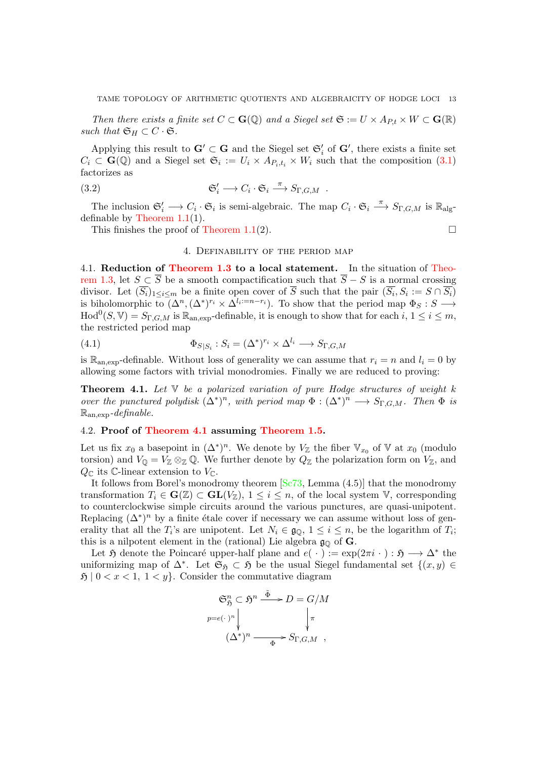*Then there exists a finite set $C \subset \mathbf{G}(\mathbb{Q})$ and a Siegel set $\mathfrak{S} := U \times A_{P,t} \times W \subset \mathbf{G}(\mathbb{R})$ such that $\mathfrak{S}_H \subset C \cdot \mathfrak{S}$.*

Applying this result to $\mathbf{G}' \subset \mathbf{G}$ and the Siegel set $\mathfrak{S}'_i$ of $\mathbf{G}'$, there exists a finite set $C_i \subset \mathbf{G}(\mathbb{Q})$ and a Siegel set $\mathfrak{S}_i := U_i \times A_{P_i,t_i} \times W_i$ such that the composition (3.1) factorizes as

$$\mathfrak{S}'_i \longrightarrow C_i \cdot \mathfrak{S}_i \xrightarrow{\pi} S_{\Gamma,G,M} \quad . \tag{3.2}$$

The inclusion $\mathfrak{S}'_i \longrightarrow C_i \cdot \mathfrak{S}_i$ is semi-algebraic. The map $C_i \cdot \mathfrak{S}_i \xrightarrow{\pi} S_{\Gamma,G,M}$ is $\mathbb{R}_{\mathrm{alg}}$-definable by Theorem 1.1(1).

This finishes the proof of Theorem 1.1(2). □

## 4. Definability of the period map

### 4.1. Reduction of Theorem 1.3 to a local statement.

In the situation of Theorem 1.3, let $S \subset \overline{S}$ be a smooth compactification such that $\overline{S} - S$ is a normal crossing divisor. Let $(\overline{S_i})_{1 \leq i \leq m}$ be a finite open cover of $\overline{S}$ such that the pair $(\overline{S_i}, S_i := S \cap \overline{S_i})$ is biholomorphic to $(\Delta^n, (\Delta^*)^{r_i} \times \Delta^{l_i := n - r_i})$. To show that the period map $\Phi_S : S \longrightarrow \mathrm{Hod}^0(S, \mathbb{V}) = S_{\Gamma,G,M}$ is $\mathbb{R}_{\mathrm{an,exp}}$-definable, it is enough to show that for each $i$, $1 \leq i \leq m$, the restricted period map

$$\Phi_{S|S_i} : S_i = (\Delta^*)^{r_i} \times \Delta^{l_i} \longrightarrow S_{\Gamma,G,M} \tag{4.1}$$

is $\mathbb{R}_{\mathrm{an,exp}}$-definable. Without loss of generality we can assume that $r_i = n$ and $l_i = 0$ by allowing some factors with trivial monodromies. Finally we are reduced to proving:

**Theorem 4.1.** *Let $\mathbb{V}$ be a polarized variation of pure Hodge structures of weight $k$ over the punctured polydisk $(\Delta^*)^n$, with period map $\Phi : (\Delta^*)^n \longrightarrow S_{\Gamma,G,M}$. Then $\Phi$ is $\mathbb{R}_{\mathrm{an,exp}}$-definable.*

### 4.2. Proof of Theorem 4.1 assuming Theorem 1.5.

Let us fix $x_0$ a basepoint in $(\Delta^*)^n$. We denote by $V_{\mathbb{Z}}$ the fiber $\mathbb{V}_{x_0}$ of $\mathbb{V}$ at $x_0$ (modulo torsion) and $V_{\mathbb{Q}} = V_{\mathbb{Z}} \otimes_{\mathbb{Z}} \mathbb{Q}$. We further denote by $Q_{\mathbb{Z}}$ the polarization form on $V_{\mathbb{Z}}$, and $Q_{\mathbb{C}}$ its $\mathbb{C}$-linear extension to $V_{\mathbb{C}}$.

It follows from Borel's monodromy theorem [Sc73, Lemma (4.5)] that the monodromy transformation $T_i \in \mathbf{G}(\mathbb{Z}) \subset \mathbf{GL}(V_{\mathbb{Z}})$, $1 \leq i \leq n$, of the local system $\mathbb{V}$, corresponding to counterclockwise simple circuits around the various punctures, are quasi-unipotent. Replacing $(\Delta^*)^n$ by a finite étale cover if necessary we can assume without loss of generality that all the $T_i$'s are unipotent. Let $N_i \in \mathfrak{g}_{\mathbb{Q}}$, $1 \leq i \leq n$, be the logarithm of $T_i$; this is a nilpotent element in the (rational) Lie algebra $\mathfrak{g}_{\mathbb{Q}}$ of $\mathbf{G}$.

Let $\mathfrak{H}$ denote the Poincaré upper-half plane and $e(\,\cdot\,) := \exp(2\pi i\,\cdot\,) : \mathfrak{H} \longrightarrow \Delta^*$ the uniformizing map of $\Delta^*$. Let $\mathfrak{S}_{\mathfrak{H}} \subset \mathfrak{H}$ be the usual Siegel fundamental set $\{(x, y) \in \mathfrak{H} \mid 0 < x < 1,\ 1 < y\}$. Consider the commutative diagram

$$\begin{array}{ccc}
\mathfrak{S}_{\mathfrak{H}}^n \subset \mathfrak{H}^n & \xrightarrow{\tilde{\Phi}} & D = G/M \\
\Big\downarrow {\scriptstyle p = e(\cdot)^n} & & \Big\downarrow {\scriptstyle \pi} \\
(\Delta^*)^n & \xrightarrow[\Phi]{} & S_{\Gamma,G,M}
\end{array} ,$$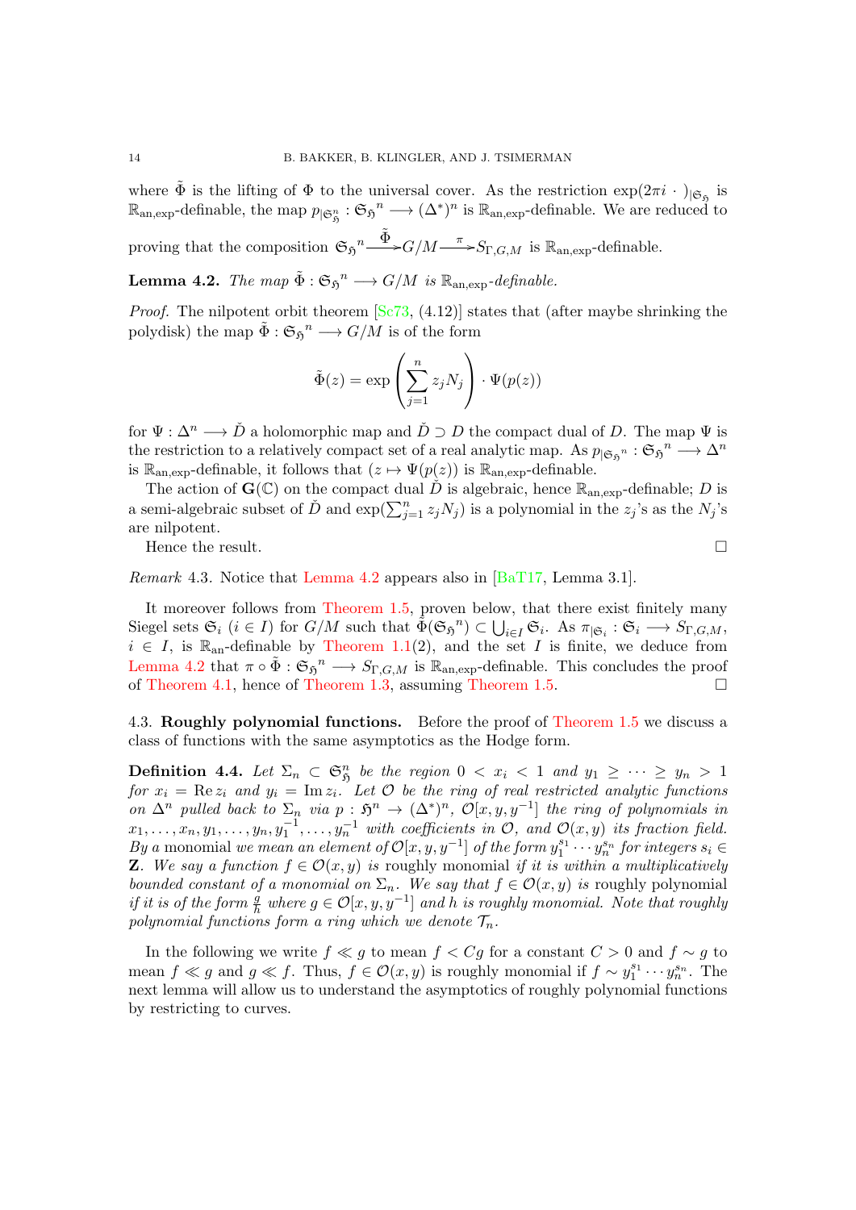where $\tilde{\Phi}$ is the lifting of $\Phi$ to the universal cover. As the restriction $\exp(2\pi i\,\cdot\,)_{|\mathfrak{S}_{\mathfrak{H}}}$ is $\mathbb{R}_{\mathrm{an,exp}}$-definable, the map $p_{|\mathfrak{S}_{\mathfrak{H}}^n} : {\mathfrak{S}_{\mathfrak{H}}}^n \longrightarrow (\Delta^*)^n$ is $\mathbb{R}_{\mathrm{an,exp}}$-definable. We are reduced to proving that the composition ${\mathfrak{S}_{\mathfrak{H}}}^n \xrightarrow{\tilde{\Phi}} G/M \xrightarrow{\pi} S_{\Gamma,G,M}$ is $\mathbb{R}_{\mathrm{an,exp}}$-definable.

**Lemma 4.2.** *The map $\tilde{\Phi} : {\mathfrak{S}_{\mathfrak{H}}}^n \longrightarrow G/M$ is $\mathbb{R}_{\mathrm{an,exp}}$-definable.*

*Proof.* The nilpotent orbit theorem [Sc73, (4.12)] states that (after maybe shrinking the polydisk) the map $\tilde{\Phi} : {\mathfrak{S}_{\mathfrak{H}}}^n \longrightarrow G/M$ is of the form

$$\tilde{\Phi}(z) = \exp\left(\sum_{j=1}^{n} z_j N_j\right) \cdot \Psi(p(z))$$

for $\Psi : \Delta^n \longrightarrow \check{D}$ a holomorphic map and $\check{D} \supset D$ the compact dual of $D$. The map $\Psi$ is the restriction to a relatively compact set of a real analytic map. As $p_{|{\mathfrak{S}_{\mathfrak{H}}}^n} : {\mathfrak{S}_{\mathfrak{H}}}^n \longrightarrow \Delta^n$ is $\mathbb{R}_{\mathrm{an,exp}}$-definable, it follows that $(z \mapsto \Psi(p(z))$ is $\mathbb{R}_{\mathrm{an,exp}}$-definable.

The action of $\mathbf{G}(\mathbb{C})$ on the compact dual $\check{D}$ is algebraic, hence $\mathbb{R}_{\mathrm{an,exp}}$-definable; $D$ is a semi-algebraic subset of $\check{D}$ and $\exp(\sum_{j=1}^{n} z_j N_j)$ is a polynomial in the $z_j$'s as the $N_j$'s are nilpotent.

Hence the result. □

*Remark* 4.3. Notice that Lemma 4.2 appears also in [BaT17, Lemma 3.1].

It moreover follows from Theorem 1.5, proven below, that there exist finitely many Siegel sets $\mathfrak{S}_i$ ($i \in I$) for $G/M$ such that $\tilde{\Phi}({\mathfrak{S}_{\mathfrak{H}}}^n) \subset \bigcup_{i \in I} \mathfrak{S}_i$. As $\pi_{|\mathfrak{S}_i} : \mathfrak{S}_i \longrightarrow S_{\Gamma,G,M}$, $i \in I$, is $\mathbb{R}_{\mathrm{an}}$-definable by Theorem 1.1(2), and the set $I$ is finite, we deduce from Lemma 4.2 that $\pi \circ \tilde{\Phi} : {\mathfrak{S}_{\mathfrak{H}}}^n \longrightarrow S_{\Gamma,G,M}$ is $\mathbb{R}_{\mathrm{an,exp}}$-definable. This concludes the proof of Theorem 4.1, hence of Theorem 1.3, assuming Theorem 1.5. □

### 4.3. Roughly polynomial functions.

Before the proof of Theorem 1.5 we discuss a class of functions with the same asymptotics as the Hodge form.

**Definition 4.4.** *Let $\Sigma_n \subset \mathfrak{S}_{\mathfrak{H}}^n$ be the region $0 < x_i < 1$ and $y_1 \geq \cdots \geq y_n > 1$ for $x_i = \operatorname{Re} z_i$ and $y_i = \operatorname{Im} z_i$. Let $\mathcal{O}$ be the ring of real restricted analytic functions on $\Delta^n$ pulled back to $\Sigma_n$ via $p : \mathfrak{H}^n \to (\Delta^*)^n$, $\mathcal{O}[x, y, y^{-1}]$ the ring of polynomials in $x_1, \ldots, x_n, y_1, \ldots, y_n, y_1^{-1}, \ldots, y_n^{-1}$ with coefficients in $\mathcal{O}$, and $\mathcal{O}(x, y)$ its fraction field. By a* monomial *we mean an element of $\mathcal{O}[x, y, y^{-1}]$ of the form $y_1^{s_1} \cdots y_n^{s_n}$ for integers $s_i \in \mathbf{Z}$. We say a function $f \in \mathcal{O}(x, y)$ is* roughly monomial *if it is within a multiplicatively bounded constant of a monomial on $\Sigma_n$. We say that $f \in \mathcal{O}(x, y)$ is* roughly polynomial *if it is of the form $\frac{g}{h}$ where $g \in \mathcal{O}[x, y, y^{-1}]$ and $h$ is roughly monomial. Note that roughly polynomial functions form a ring which we denote $\mathcal{T}_n$.*

In the following we write $f \ll g$ to mean $f < Cg$ for a constant $C > 0$ and $f \sim g$ to mean $f \ll g$ and $g \ll f$. Thus, $f \in \mathcal{O}(x, y)$ is roughly monomial if $f \sim y_1^{s_1} \cdots y_n^{s_n}$. The next lemma will allow us to understand the asymptotics of roughly polynomial functions by restricting to curves.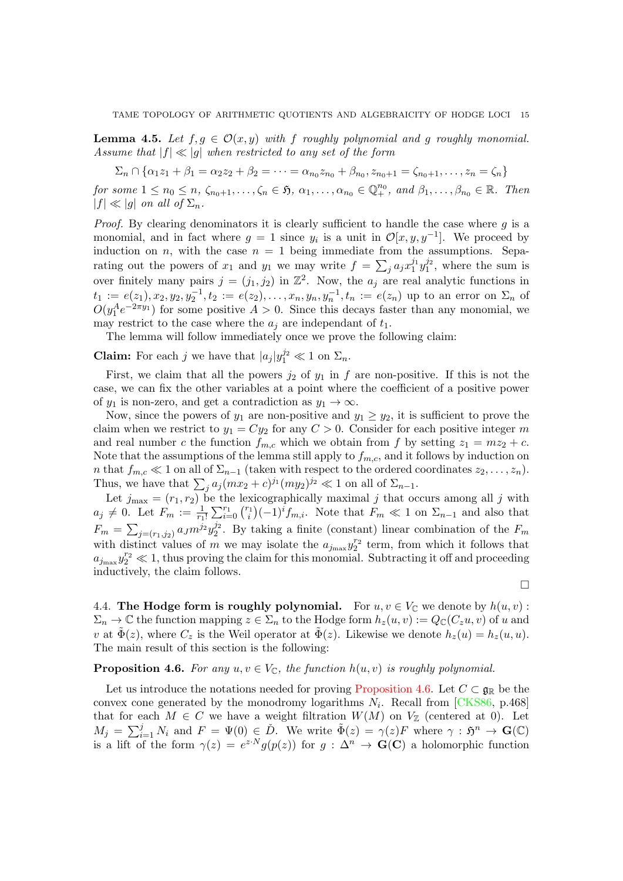**Lemma 4.5.** *Let $f, g \in \mathcal{O}(x, y)$ with $f$ roughly polynomial and $g$ roughly monomial. Assume that $|f| \ll |g|$ when restricted to any set of the form*

$$\Sigma_n \cap \{\alpha_1 z_1 + \beta_1 = \alpha_2 z_2 + \beta_2 = \cdots = \alpha_{n_0} z_{n_0} + \beta_{n_0}, z_{n_0+1} = \zeta_{n_0+1}, \ldots, z_n = \zeta_n\}$$

*for some $1 \le n_0 \le n$, $\zeta_{n_0+1}, \ldots, \zeta_n \in \mathfrak{H}$, $\alpha_1, \ldots, \alpha_{n_0} \in \mathbb{Q}_+^{n_0}$, and $\beta_1, \ldots, \beta_{n_0} \in \mathbb{R}$. Then $|f| \ll |g|$ on all of $\Sigma_n$.*

*Proof.* By clearing denominators it is clearly sufficient to handle the case where $g$ is a monomial, and in fact where $g = 1$ since $y_i$ is a unit in $\mathcal{O}[x, y, y^{-1}]$. We proceed by induction on $n$, with the case $n = 1$ being immediate from the assumptions. Separating out the powers of $x_1$ and $y_1$ we may write $f = \sum_j a_j x_1^{j_1} y_1^{j_2}$, where the sum is over finitely many pairs $j = (j_1, j_2)$ in $\mathbb{Z}^2$. Now, the $a_j$ are real analytic functions in $t_1 := e(z_1), x_2, y_2, y_2^{-1}, t_2 := e(z_2), \ldots, x_n, y_n, y_n^{-1}, t_n := e(z_n)$ up to an error on $\Sigma_n$ of $O(y_1^A e^{-2\pi y_1})$ for some positive $A > 0$. Since this decays faster than any monomial, we may restrict to the case where the $a_j$ are independant of $t_1$.

The lemma will follow immediately once we prove the following claim:

**Claim:** For each $j$ we have that $|a_j| y_1^{j_2} \ll 1$ on $\Sigma_n$.

First, we claim that all the powers $j_2$ of $y_1$ in $f$ are non-positive. If this is not the case, we can fix the other variables at a point where the coefficient of a positive power of $y_1$ is non-zero, and get a contradiction as $y_1 \to \infty$.

Now, since the powers of $y_1$ are non-positive and $y_1 \ge y_2$, it is sufficient to prove the claim when we restrict to $y_1 = C y_2$ for any $C > 0$. Consider for each positive integer $m$ and real number $c$ the function $f_{m,c}$ which we obtain from $f$ by setting $z_1 = m z_2 + c$. Note that the assumptions of the lemma still apply to $f_{m,c}$, and it follows by induction on $n$ that $f_{m,c} \ll 1$ on all of $\Sigma_{n-1}$ (taken with respect to the ordered coordinates $z_2, \ldots, z_n$). Thus, we have that $\sum_j a_j (m x_2 + c)^{j_1} (m y_2)^{j_2} \ll 1$ on all of $\Sigma_{n-1}$.

Let $j_{\max} = (r_1, r_2)$ be the lexicographically maximal $j$ that occurs among all $j$ with $a_j \neq 0$. Let $F_m := \frac{1}{r_1!} \sum_{i=0}^{r_1} \binom{r_1}{i} (-1)^i f_{m,i}$. Note that $F_m \ll 1$ on $\Sigma_{n-1}$ and also that $F_m = \sum_{j=(r_1, j_2)} a_J m^{j_2} y_2^{j_2}$. By taking a finite (constant) linear combination of the $F_m$ with distinct values of $m$ we may isolate the $a_{j_{\max}} y_2^{r_2}$ term, from which it follows that $a_{j_{\max}} y_2^{r_2} \ll 1$, thus proving the claim for this monomial. Subtracting it off and proceeding inductively, the claim follows. $\square$

## 4.4. The Hodge form is roughly polynomial.

For $u, v \in V_{\mathbb{C}}$ we denote by $h(u, v) : \Sigma_n \to \mathbb{C}$ the function mapping $z \in \Sigma_n$ to the Hodge form $h_z(u, v) := Q_{\mathbb{C}}(C_z u, v)$ of $u$ and $v$ at $\tilde{\Phi}(z)$, where $C_z$ is the Weil operator at $\tilde{\Phi}(z)$. Likewise we denote $h_z(u) = h_z(u, u)$. The main result of this section is the following:

**Proposition 4.6.** *For any $u, v \in V_{\mathbb{C}}$, the function $h(u, v)$ is roughly polynomial.*

Let us introduce the notations needed for proving Proposition 4.6. Let $C \subset \mathfrak{g}_{\mathbb{R}}$ be the convex cone generated by the monodromy logarithms $N_i$. Recall from [CKS86, p.468] that for each $M \in C$ we have a weight filtration $W(M)$ on $V_{\mathbb{Z}}$ (centered at 0). Let $M_j = \sum_{i=1}^{j} N_i$ and $F = \Psi(0) \in \check{D}$. We write $\tilde{\Phi}(z) = \gamma(z) F$ where $\gamma : \mathfrak{H}^n \to \mathbf{G}(\mathbb{C})$ is a lift of the form $\gamma(z) = e^{z \cdot N} g(p(z))$ for $g : \Delta^n \to \mathbf{G}(\mathbf{C})$ a holomorphic function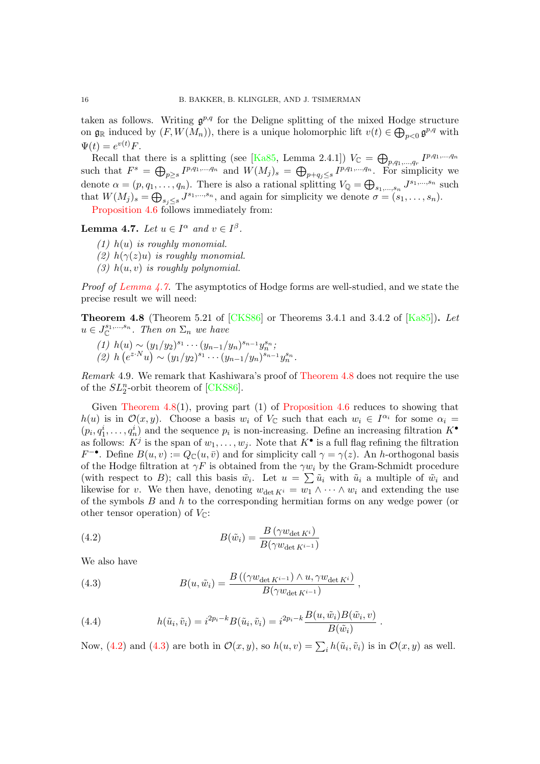taken as follows. Writing $\mathfrak{g}^{p,q}$ for the Deligne splitting of the mixed Hodge structure on $\mathfrak{g}_{\mathbb{R}}$ induced by $(F, W(M_n))$, there is a unique holomorphic lift $v(t) \in \bigoplus_{p<0} \mathfrak{g}^{p,q}$ with $\Psi(t) = e^{v(t)}F$.

Recall that there is a splitting (see [Ka85, Lemma 2.4.1]) $V_{\mathbb{C}} = \bigoplus_{p,q_1,\ldots,q_r} I^{p,q_1,\ldots,q_n}$ such that $F^s = \bigoplus_{p\geq s} I^{p,q_1,\ldots,q_n}$ and $W(M_j)_s = \bigoplus_{p+q_j\leq s} I^{p,q_1,\ldots,q_n}$. For simplicity we denote $\alpha = (p, q_1, \ldots, q_n)$. There is also a rational splitting $V_{\mathbb{Q}} = \bigoplus_{s_1,\ldots,s_n} J^{s_1,\ldots,s_n}$ such that $W(M_j)_s = \bigoplus_{s_j\leq s} J^{s_1,\ldots,s_n}$, and again for simplicity we denote $\sigma = (s_1, \ldots, s_n)$.

Proposition 4.6 follows immediately from:

**Lemma 4.7.** *Let $u \in I^{\alpha}$ and $v \in I^{\beta}$.*

*(1) $h(u)$ is roughly monomial.*
*(2) $h(\gamma(z)u)$ is roughly monomial.*
*(3) $h(u, v)$ is roughly polynomial.*

*Proof of Lemma 4.7.* The asymptotics of Hodge forms are well-studied, and we state the precise result we will need:

**Theorem 4.8** (Theorem 5.21 of [CKS86] or Theorems 3.4.1 and 3.4.2 of [Ka85])**.** *Let $u \in J^{s_1,\ldots,s_n}_{\mathbb{C}}$. Then on $\Sigma_n$ we have*

*(1) $h(u) \sim (y_1/y_2)^{s_1} \cdots (y_{n-1}/y_n)^{s_{n-1}} y_n^{s_n}$;*
*(2) $h\left(e^{z\cdot N}u\right) \sim (y_1/y_2)^{s_1} \cdots (y_{n-1}/y_n)^{s_{n-1}} y_n^{s_n}$.*

*Remark* 4.9. We remark that Kashiwara's proof of Theorem 4.8 does not require the use of the $SL_2^n$-orbit theorem of [CKS86].

Given Theorem 4.8(1), proving part (1) of Proposition 4.6 reduces to showing that $h(u)$ is in $\mathcal{O}(x, y)$. Choose a basis $w_i$ of $V_{\mathbb{C}}$ such that each $w_i \in I^{\alpha_i}$ for some $\alpha_i = (p_i, q_1^i, \ldots, q_n^i)$ and the sequence $p_i$ is non-increasing. Define an increasing filtration $K^{\bullet}$ as follows: $K^j$ is the span of $w_1, \ldots, w_j$. Note that $K^{\bullet}$ is a full flag refining the filtration $F^{-\bullet}$. Define $B(u, v) := Q_{\mathbb{C}}(u, \bar{v})$ and for simplicity call $\gamma = \gamma(z)$. An $h$-orthogonal basis of the Hodge filtration at $\gamma F$ is obtained from the $\gamma w_i$ by the Gram-Schmidt procedure (with respect to $B$); call this basis $\tilde{w}_i$. Let $u = \sum \tilde{u}_i$ with $\tilde{u}_i$ a multiple of $\tilde{w}_i$ and likewise for $v$. We then have, denoting $w_{\det K^i} = w_1 \wedge \cdots \wedge w_i$ and extending the use of the symbols $B$ and $h$ to the corresponding hermitian forms on any wedge power (or other tensor operation) of $V_{\mathbb{C}}$:

$$B(\tilde{w}_i) = \frac{B\left(\gamma w_{\det K^i}\right)}{B(\gamma w_{\det K^{i-1}})} \tag{4.2}$$

We also have

$$B(u, \tilde{w}_i) = \frac{B\left((\gamma w_{\det K^{i-1}}) \wedge u, \gamma w_{\det K^i}\right)}{B(\gamma w_{\det K^{i-1}})}\ , \tag{4.3}$$

$$h(\tilde{u}_i, \tilde{v}_i) = i^{2p_i - k} B(\tilde{u}_i, \tilde{v}_i) = i^{2p_i - k} \frac{B(u, \tilde{w}_i) B(\tilde{w}_i, v)}{B(\tilde{w}_i)}\ . \tag{4.4}$$

Now, (4.2) and (4.3) are both in $\mathcal{O}(x, y)$, so $h(u, v) = \sum_i h(\tilde{u}_i, \tilde{v}_i)$ is in $\mathcal{O}(x, y)$ as well.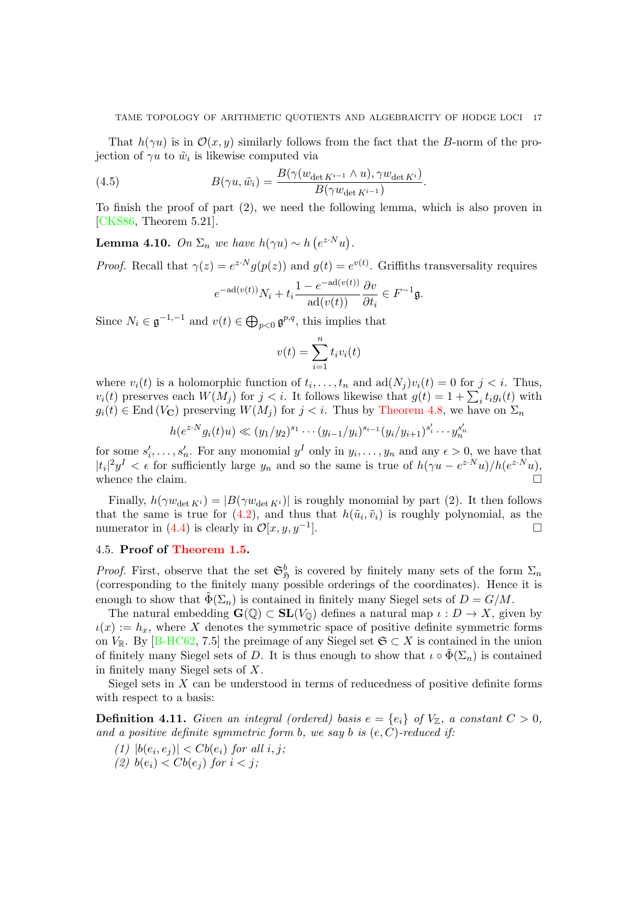That $h(\gamma u)$ is in $\mathcal{O}(x, y)$ similarly follows from the fact that the $B$-norm of the projection of $\gamma u$ to $\tilde{w}_i$ is likewise computed via

$$B(\gamma u, \tilde{w}_i) = \frac{B(\gamma(w_{\det K^{i-1}} \wedge u), \gamma w_{\det K^i})}{B(\gamma w_{\det K^{i-1}})}. \tag{4.5}$$

To finish the proof of part (2), we need the following lemma, which is also proven in [CKS86, Theorem 5.21].

**Lemma 4.10.** *On $\Sigma_n$ we have $h(\gamma u) \sim h\left(e^{z \cdot N} u\right)$.*

*Proof.* Recall that $\gamma(z) = e^{z \cdot N} g(p(z))$ and $g(t) = e^{v(t)}$. Griffiths transversality requires

$$e^{-\mathrm{ad}(v(t))} N_i + t_i \frac{1 - e^{-\mathrm{ad}(v(t))}}{\mathrm{ad}(v(t))} \frac{\partial v}{\partial t_i} \in F^{-1}\mathfrak{g}.$$

Since $N_i \in \mathfrak{g}^{-1,-1}$ and $v(t) \in \bigoplus_{p<0} \mathfrak{g}^{p,q}$, this implies that

$$v(t) = \sum_{i=1}^{n} t_i v_i(t)$$

where $v_i(t)$ is a holomorphic function of $t_i, \ldots, t_n$ and $\mathrm{ad}(N_j) v_i(t) = 0$ for $j < i$. Thus, $v_i(t)$ preserves each $W(M_j)$ for $j < i$. It follows likewise that $g(t) = 1 + \sum_i t_i g_i(t)$ with $g_i(t) \in \mathrm{End}(V_{\mathbf{C}})$ preserving $W(M_j)$ for $j < i$. Thus by Theorem 4.8, we have on $\Sigma_n$

$$h(e^{z \cdot N} g_i(t) u) \ll (y_1/y_2)^{s_1} \cdots (y_{i-1}/y_i)^{s_{i-1}} (y_i/y_{i+1})^{s_i'} \cdots y_n^{s_n'}$$

for some $s_i', \ldots, s_n'$. For any monomial $y^I$ only in $y_i, \ldots, y_n$ and any $\epsilon > 0$, we have that $|t_i|^2 y^I < \epsilon$ for sufficiently large $y_n$ and so the same is true of $h(\gamma u - e^{z \cdot N} u)/h(e^{z \cdot N} u)$, whence the claim. □

Finally, $h(\gamma w_{\det K^i}) = |B(\gamma w_{\det K^i})|$ is roughly monomial by part (2). It then follows that the same is true for (4.2), and thus that $h(\tilde{u}_i, \tilde{v}_i)$ is roughly polynomial, as the numerator in (4.4) is clearly in $\mathcal{O}[x, y, y^{-1}]$. □

### 4.5. Proof of Theorem 1.5.

*Proof.* First, observe that the set $\mathfrak{S}^b_{\mathfrak{H}}$ is covered by finitely many sets of the form $\Sigma_n$ (corresponding to the finitely many possible orderings of the coordinates). Hence it is enough to show that $\tilde{\Phi}(\Sigma_n)$ is contained in finitely many Siegel sets of $D = G/M$.

The natural embedding $\mathbf{G}(\mathbb{Q}) \subset \mathbf{SL}(V_{\mathbb{Q}})$ defines a natural map $\iota : D \to X$, given by $\iota(x) := h_x$, where $X$ denotes the symmetric space of positive definite symmetric forms on $V_{\mathbb{R}}$. By [B-HC62, 7.5] the preimage of any Siegel set $\mathfrak{S} \subset X$ is contained in the union of finitely many Siegel sets of $D$. It is thus enough to show that $\iota \circ \tilde{\Phi}(\Sigma_n)$ is contained in finitely many Siegel sets of $X$.

Siegel sets in $X$ can be understood in terms of reducedness of positive definite forms with respect to a basis:

**Definition 4.11.** *Given an integral (ordered) basis $e = \{e_i\}$ of $V_{\mathbb{Z}}$, a constant $C > 0$, and a positive definite symmetric form $b$, we say $b$ is $(e, C)$-reduced if:*

1. *$|b(e_i, e_j)| < Cb(e_i)$ for all $i, j$;*
2. *$b(e_i) < Cb(e_j)$ for $i < j$;*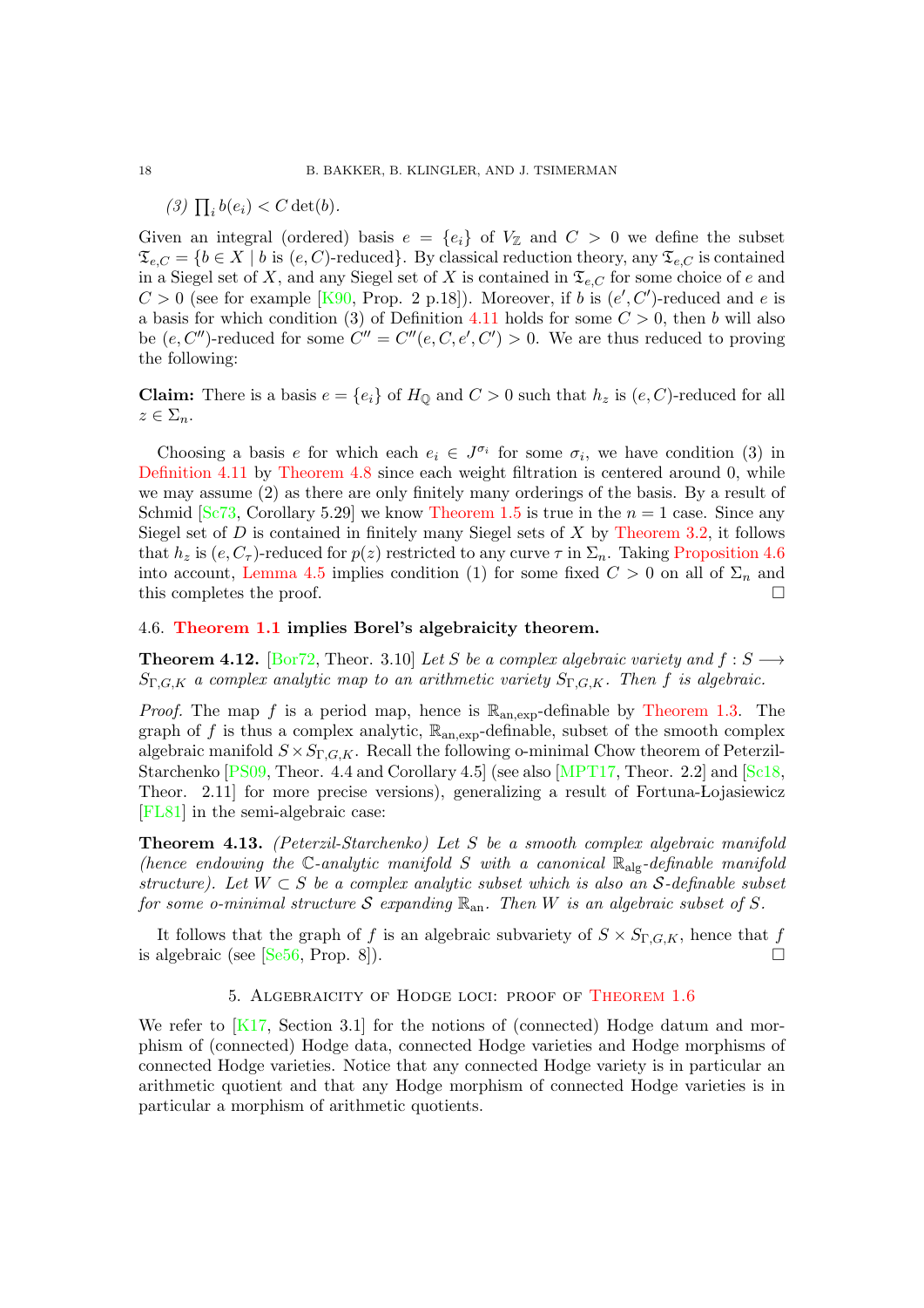(3) $\prod_i b(e_i) < C \det(b)$.

Given an integral (ordered) basis $e = \{e_i\}$ of $V_{\mathbb{Z}}$ and $C > 0$ we define the subset $\mathfrak{T}_{e,C} = \{b \in X \mid b \text{ is } (e,C)\text{-reduced}\}$. By classical reduction theory, any $\mathfrak{T}_{e,C}$ is contained in a Siegel set of $X$, and any Siegel set of $X$ is contained in $\mathfrak{T}_{e,C}$ for some choice of $e$ and $C > 0$ (see for example [K90, Prop. 2 p.18]). Moreover, if $b$ is $(e', C')$-reduced and $e$ is a basis for which condition (3) of Definition 4.11 holds for some $C > 0$, then $b$ will also be $(e, C'')$-reduced for some $C'' = C''(e, C, e', C') > 0$. We are thus reduced to proving the following:

**Claim:** There is a basis $e = \{e_i\}$ of $H_{\mathbb{Q}}$ and $C > 0$ such that $h_z$ is $(e, C)$-reduced for all $z \in \Sigma_n$.

Choosing a basis $e$ for which each $e_i \in J^{\sigma_i}$ for some $\sigma_i$, we have condition (3) in Definition 4.11 by Theorem 4.8 since each weight filtration is centered around 0, while we may assume (2) as there are only finitely many orderings of the basis. By a result of Schmid [Sc73, Corollary 5.29] we know Theorem 1.5 is true in the $n = 1$ case. Since any Siegel set of $D$ is contained in finitely many Siegel sets of $X$ by Theorem 3.2, it follows that $h_z$ is $(e, C_\tau)$-reduced for $p(z)$ restricted to any curve $\tau$ in $\Sigma_n$. Taking Proposition 4.6 into account, Lemma 4.5 implies condition (1) for some fixed $C > 0$ on all of $\Sigma_n$ and this completes the proof. $\square$

### 4.6. Theorem 1.1 implies Borel's algebraicity theorem.

**Theorem 4.12.** [Bor72, Theor. 3.10] *Let $S$ be a complex algebraic variety and $f : S \longrightarrow S_{\Gamma,G,K}$ a complex analytic map to an arithmetic variety $S_{\Gamma,G,K}$. Then $f$ is algebraic.*

*Proof.* The map $f$ is a period map, hence is $\mathbb{R}_{\mathrm{an,exp}}$-definable by Theorem 1.3. The graph of $f$ is thus a complex analytic, $\mathbb{R}_{\mathrm{an,exp}}$-definable, subset of the smooth complex algebraic manifold $S \times S_{\Gamma,G,K}$. Recall the following o-minimal Chow theorem of Peterzil-Starchenko [PS09, Theor. 4.4 and Corollary 4.5] (see also [MPT17, Theor. 2.2] and [Sc18, Theor. 2.11] for more precise versions), generalizing a result of Fortuna-Lojasiewicz [FL81] in the semi-algebraic case:

**Theorem 4.13.** *(Peterzil-Starchenko) Let $S$ be a smooth complex algebraic manifold (hence endowing the $\mathbb{C}$-analytic manifold $S$ with a canonical $\mathbb{R}_{\mathrm{alg}}$-definable manifold structure). Let $W \subset S$ be a complex analytic subset which is also an $\mathcal{S}$-definable subset for some o-minimal structure $\mathcal{S}$ expanding $\mathbb{R}_{\mathrm{an}}$. Then $W$ is an algebraic subset of $S$.*

It follows that the graph of $f$ is an algebraic subvariety of $S \times S_{\Gamma,G,K}$, hence that $f$ is algebraic (see [Se56, Prop. 8]). $\square$

## 5. Algebraicity of Hodge loci: proof of Theorem 1.6

We refer to [K17, Section 3.1] for the notions of (connected) Hodge datum and morphism of (connected) Hodge data, connected Hodge varieties and Hodge morphisms of connected Hodge varieties. Notice that any connected Hodge variety is in particular an arithmetic quotient and that any Hodge morphism of connected Hodge varieties is in particular a morphism of arithmetic quotients.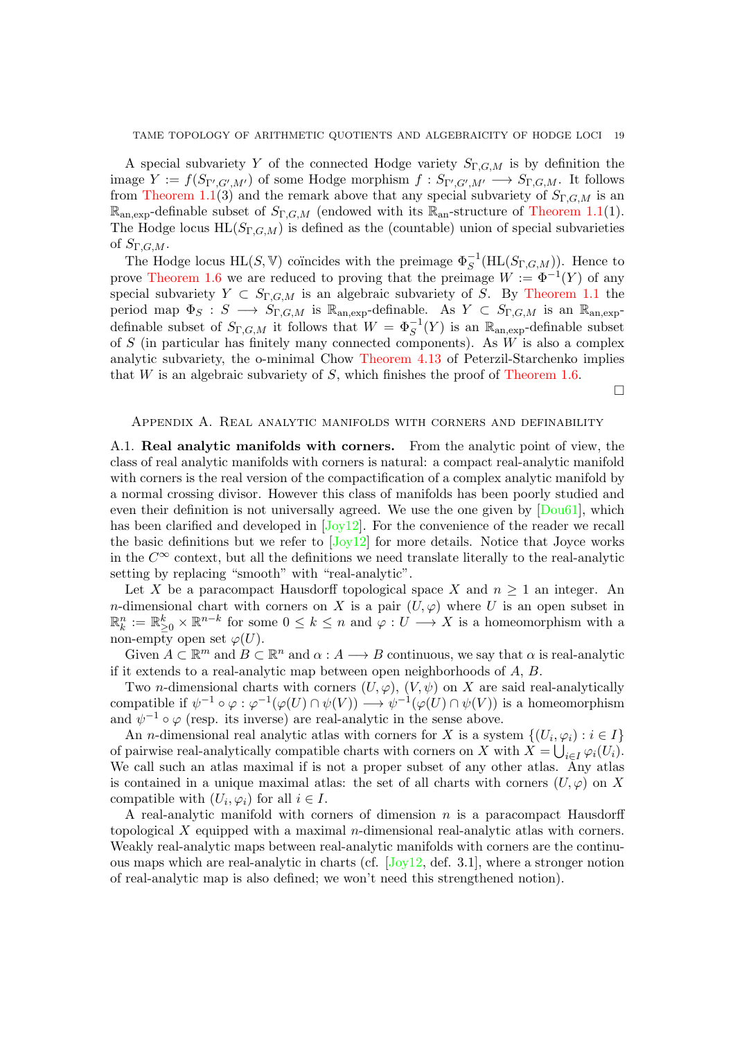A special subvariety $Y$ of the connected Hodge variety $S_{\Gamma,G,M}$ is by definition the image $Y := f(S_{\Gamma',G',M'})$ of some Hodge morphism $f : S_{\Gamma',G',M'} \longrightarrow S_{\Gamma,G,M}$. It follows from Theorem 1.1(3) and the remark above that any special subvariety of $S_{\Gamma,G,M}$ is an $\mathbb{R}_{\mathrm{an,exp}}$-definable subset of $S_{\Gamma,G,M}$ (endowed with its $\mathbb{R}_{\mathrm{an}}$-structure of Theorem 1.1(1). The Hodge locus $\mathrm{HL}(S_{\Gamma,G,M})$ is defined as the (countable) union of special subvarieties of $S_{\Gamma,G,M}$.

The Hodge locus $\mathrm{HL}(S, \mathbb{V})$ coïncides with the preimage $\Phi_S^{-1}(\mathrm{HL}(S_{\Gamma,G,M}))$. Hence to prove Theorem 1.6 we are reduced to proving that the preimage $W := \Phi^{-1}(Y)$ of any special subvariety $Y \subset S_{\Gamma,G,M}$ is an algebraic subvariety of $S$. By Theorem 1.1 the period map $\Phi_S : S \longrightarrow S_{\Gamma,G,M}$ is $\mathbb{R}_{\mathrm{an,exp}}$-definable. As $Y \subset S_{\Gamma,G,M}$ is an $\mathbb{R}_{\mathrm{an,exp}}$-definable subset of $S_{\Gamma,G,M}$ it follows that $W = \Phi_S^{-1}(Y)$ is an $\mathbb{R}_{\mathrm{an,exp}}$-definable subset of $S$ (in particular has finitely many connected components). As $W$ is also a complex analytic subvariety, the o-minimal Chow Theorem 4.13 of Peterzil-Starchenko implies that $W$ is an algebraic subvariety of $S$, which finishes the proof of Theorem 1.6.

□

## Appendix A. Real analytic manifolds with corners and definability

**A.1. Real analytic manifolds with corners.** From the analytic point of view, the class of real analytic manifolds with corners is natural: a compact real-analytic manifold with corners is the real version of the compactification of a complex analytic manifold by a normal crossing divisor. However this class of manifolds has been poorly studied and even their definition is not universally agreed. We use the one given by [Dou61], which has been clarified and developed in [Joy12]. For the convenience of the reader we recall the basic definitions but we refer to [Joy12] for more details. Notice that Joyce works in the $C^\infty$ context, but all the definitions we need translate literally to the real-analytic setting by replacing "smooth" with "real-analytic".

Let $X$ be a paracompact Hausdorff topological space $X$ and $n \geq 1$ an integer. An $n$-dimensional chart with corners on $X$ is a pair $(U, \varphi)$ where $U$ is an open subset in $\mathbb{R}^n_k := \mathbb{R}^k_{\geq 0} \times \mathbb{R}^{n-k}$ for some $0 \leq k \leq n$ and $\varphi : U \longrightarrow X$ is a homeomorphism with a non-empty open set $\varphi(U)$.

Given $A \subset \mathbb{R}^m$ and $B \subset \mathbb{R}^n$ and $\alpha : A \longrightarrow B$ continuous, we say that $\alpha$ is real-analytic if it extends to a real-analytic map between open neighborhoods of $A$, $B$.

Two $n$-dimensional charts with corners $(U, \varphi)$, $(V, \psi)$ on $X$ are said real-analytically compatible if $\psi^{-1} \circ \varphi : \varphi^{-1}(\varphi(U) \cap \psi(V)) \longrightarrow \psi^{-1}(\varphi(U) \cap \psi(V))$ is a homeomorphism and $\psi^{-1} \circ \varphi$ (resp. its inverse) are real-analytic in the sense above.

An $n$-dimensional real analytic atlas with corners for $X$ is a system $\{(U_i, \varphi_i) : i \in I\}$ of pairwise real-analytically compatible charts with corners on $X$ with $X = \bigcup_{i \in I} \varphi_i(U_i)$. We call such an atlas maximal if is not a proper subset of any other atlas. Any atlas is contained in a unique maximal atlas: the set of all charts with corners $(U, \varphi)$ on $X$ compatible with $(U_i, \varphi_i)$ for all $i \in I$.

A real-analytic manifold with corners of dimension $n$ is a paracompact Hausdorff topological $X$ equipped with a maximal $n$-dimensional real-analytic atlas with corners. Weakly real-analytic maps between real-analytic manifolds with corners are the continuous maps which are real-analytic in charts (cf. [Joy12, def. 3.1], where a stronger notion of real-analytic map is also defined; we won't need this strengthened notion).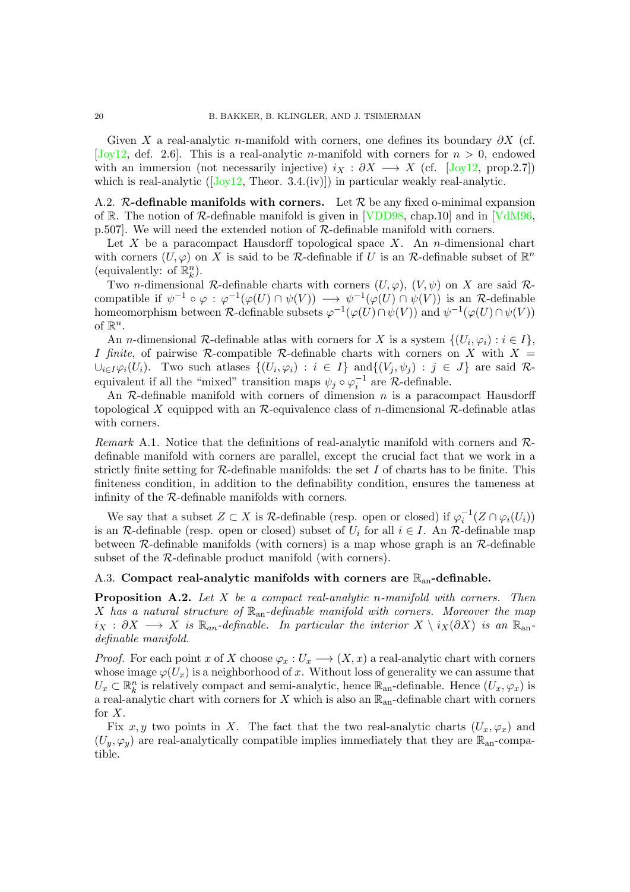Given $X$ a real-analytic $n$-manifold with corners, one defines its boundary $\partial X$ (cf. [Joy12, def. 2.6]. This is a real-analytic $n$-manifold with corners for $n > 0$, endowed with an immersion (not necessarily injective) $i_X : \partial X \longrightarrow X$ (cf. [Joy12, prop.2.7]) which is real-analytic ([Joy12, Theor. 3.4.(iv)]) in particular weakly real-analytic.

### A.2. $\mathcal{R}$-definable manifolds with corners.

Let $\mathcal{R}$ be any fixed o-minimal expansion of $\mathbb{R}$. The notion of $\mathcal{R}$-definable manifold is given in [VDD98, chap.10] and in [VdM96, p.507]. We will need the extended notion of $\mathcal{R}$-definable manifold with corners.

Let $X$ be a paracompact Hausdorff topological space $X$. An $n$-dimensional chart with corners $(U, \varphi)$ on $X$ is said to be $\mathcal{R}$-definable if $U$ is an $\mathcal{R}$-definable subset of $\mathbb{R}^n$ (equivalently: of $\mathbb{R}^n_k$).

Two $n$-dimensional $\mathcal{R}$-definable charts with corners $(U, \varphi)$, $(V, \psi)$ on $X$ are said $\mathcal{R}$-compatible if $\psi^{-1} \circ \varphi : \varphi^{-1}(\varphi(U) \cap \psi(V)) \longrightarrow \psi^{-1}(\varphi(U) \cap \psi(V))$ is an $\mathcal{R}$-definable homeomorphism between $\mathcal{R}$-definable subsets $\varphi^{-1}(\varphi(U) \cap \psi(V))$ and $\psi^{-1}(\varphi(U) \cap \psi(V))$ of $\mathbb{R}^n$.

An $n$-dimensional $\mathcal{R}$-definable atlas with corners for $X$ is a system $\{(U_i, \varphi_i) : i \in I\}$, *I finite*, of pairwise $\mathcal{R}$-compatible $\mathcal{R}$-definable charts with corners on $X$ with $X = \cup_{i \in I} \varphi_i(U_i)$. Two such atlases $\{(U_i, \varphi_i) : i \in I\}$ and$\{(V_j, \psi_j) : j \in J\}$ are said $\mathcal{R}$-equivalent if all the "mixed" transition maps $\psi_j \circ \varphi_i^{-1}$ are $\mathcal{R}$-definable.

An $\mathcal{R}$-definable manifold with corners of dimension $n$ is a paracompact Hausdorff topological $X$ equipped with an $\mathcal{R}$-equivalence class of $n$-dimensional $\mathcal{R}$-definable atlas with corners.

*Remark* A.1. Notice that the definitions of real-analytic manifold with corners and $\mathcal{R}$-definable manifold with corners are parallel, except the crucial fact that we work in a strictly finite setting for $\mathcal{R}$-definable manifolds: the set $I$ of charts has to be finite. This finiteness condition, in addition to the definability condition, ensures the tameness at infinity of the $\mathcal{R}$-definable manifolds with corners.

We say that a subset $Z \subset X$ is $\mathcal{R}$-definable (resp. open or closed) if $\varphi_i^{-1}(Z \cap \varphi_i(U_i))$ is an $\mathcal{R}$-definable (resp. open or closed) subset of $U_i$ for all $i \in I$. An $\mathcal{R}$-definable map between $\mathcal{R}$-definable manifolds (with corners) is a map whose graph is an $\mathcal{R}$-definable subset of the $\mathcal{R}$-definable product manifold (with corners).

### A.3. Compact real-analytic manifolds with corners are $\mathbb{R}_{\mathrm{an}}$-definable.

**Proposition A.2.** *Let $X$ be a compact real-analytic $n$-manifold with corners. Then $X$ has a natural structure of $\mathbb{R}_{\mathrm{an}}$-definable manifold with corners. Moreover the map $i_X : \partial X \longrightarrow X$ is $\mathbb{R}_{an}$-definable. In particular the interior $X \setminus i_X(\partial X)$ is an $\mathbb{R}_{\mathrm{an}}$-definable manifold.*

*Proof.* For each point $x$ of $X$ choose $\varphi_x : U_x \longrightarrow (X, x)$ a real-analytic chart with corners whose image $\varphi(U_x)$ is a neighborhood of $x$. Without loss of generality we can assume that $U_x \subset \mathbb{R}^n_k$ is relatively compact and semi-analytic, hence $\mathbb{R}_{\mathrm{an}}$-definable. Hence $(U_x, \varphi_x)$ is a real-analytic chart with corners for $X$ which is also an $\mathbb{R}_{\mathrm{an}}$-definable chart with corners for $X$.

Fix $x, y$ two points in $X$. The fact that the two real-analytic charts $(U_x, \varphi_x)$ and $(U_y, \varphi_y)$ are real-analytically compatible implies immediately that they are $\mathbb{R}_{\mathrm{an}}$-compatible.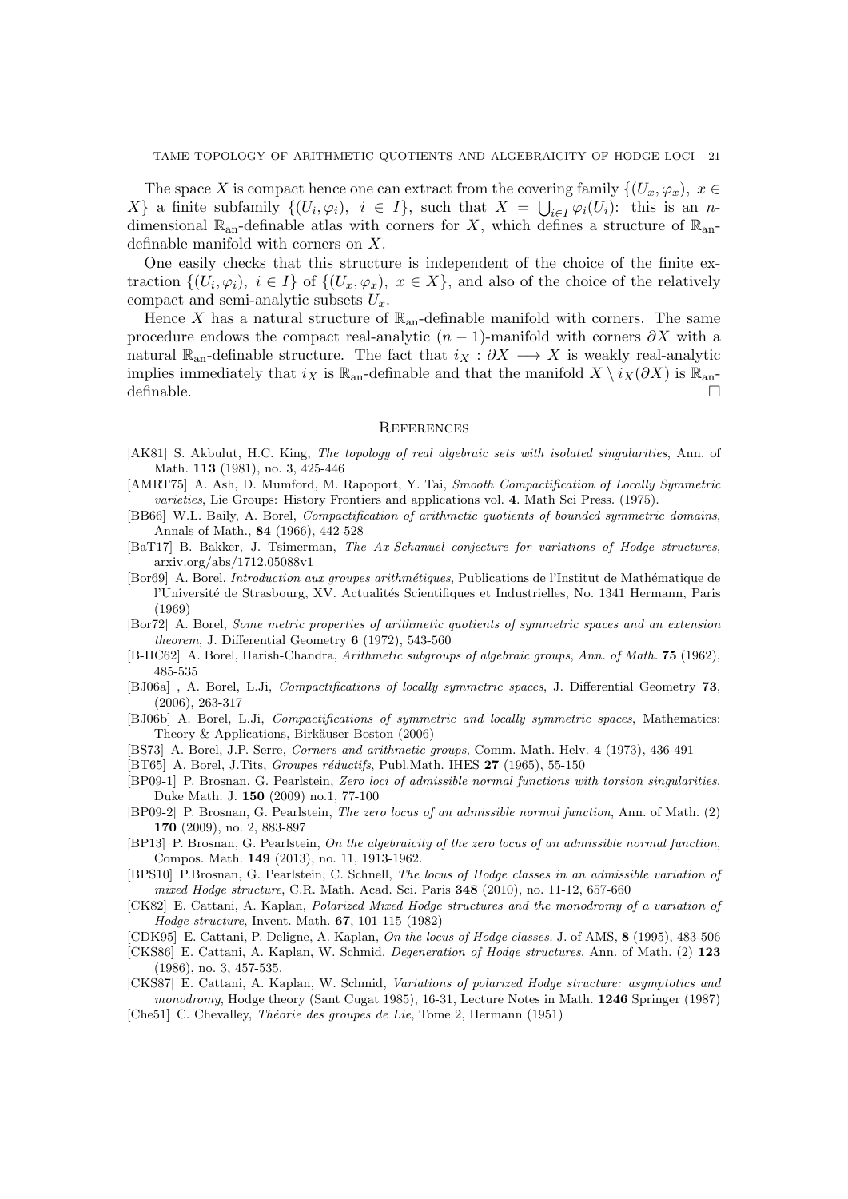The space $X$ is compact hence one can extract from the covering family $\{(U_x, \varphi_x),\ x \in X\}$ a finite subfamily $\{(U_i, \varphi_i),\ i \in I\}$, such that $X = \bigcup_{i \in I} \varphi_i(U_i)$: this is an $n$-dimensional $\mathbb{R}_{\mathrm{an}}$-definable atlas with corners for $X$, which defines a structure of $\mathbb{R}_{\mathrm{an}}$-definable manifold with corners on $X$.

One easily checks that this structure is independent of the choice of the finite extraction $\{(U_i, \varphi_i),\ i \in I\}$ of $\{(U_x, \varphi_x),\ x \in X\}$, and also of the choice of the relatively compact and semi-analytic subsets $U_x$.

Hence $X$ has a natural structure of $\mathbb{R}_{\mathrm{an}}$-definable manifold with corners. The same procedure endows the compact real-analytic $(n-1)$-manifold with corners $\partial X$ with a natural $\mathbb{R}_{\mathrm{an}}$-definable structure. The fact that $i_X : \partial X \longrightarrow X$ is weakly real-analytic implies immediately that $i_X$ is $\mathbb{R}_{\mathrm{an}}$-definable and that the manifold $X \setminus i_X(\partial X)$ is $\mathbb{R}_{\mathrm{an}}$-definable. □

## References

[AK81] S. Akbulut, H.C. King, *The topology of real algebraic sets with isolated singularities*, Ann. of Math. **113** (1981), no. 3, 425-446

[AMRT75] A. Ash, D. Mumford, M. Rapoport, Y. Tai, *Smooth Compactification of Locally Symmetric varieties*, Lie Groups: History Frontiers and applications vol. **4**. Math Sci Press. (1975).

[BB66] W.L. Baily, A. Borel, *Compactification of arithmetic quotients of bounded symmetric domains*, Annals of Math., **84** (1966), 442-528

[BaT17] B. Bakker, J. Tsimerman, *The Ax-Schanuel conjecture for variations of Hodge structures*, arxiv.org/abs/1712.05088v1

[Bor69] A. Borel, *Introduction aux groupes arithmétiques*, Publications de l'Institut de Mathématique de l'Université de Strasbourg, XV. Actualités Scientifiques et Industrielles, No. 1341 Hermann, Paris (1969)

[Bor72] A. Borel, *Some metric properties of arithmetic quotients of symmetric spaces and an extension theorem*, J. Differential Geometry **6** (1972), 543-560

[B-HC62] A. Borel, Harish-Chandra, *Arithmetic subgroups of algebraic groups*, *Ann. of Math.* **75** (1962), 485-535

[BJ06a] , A. Borel, L.Ji, *Compactifications of locally symmetric spaces*, J. Differential Geometry **73**, (2006), 263-317

[BJ06b] A. Borel, L.Ji, *Compactifications of symmetric and locally symmetric spaces*, Mathematics: Theory & Applications, Birkäuser Boston (2006)

[BS73] A. Borel, J.P. Serre, *Corners and arithmetic groups*, Comm. Math. Helv. **4** (1973), 436-491

[BT65] A. Borel, J.Tits, *Groupes réductifs*, Publ.Math. IHES **27** (1965), 55-150

[BP09-1] P. Brosnan, G. Pearlstein, *Zero loci of admissible normal functions with torsion singularities*, Duke Math. J. **150** (2009) no.1, 77-100

[BP09-2] P. Brosnan, G. Pearlstein, *The zero locus of an admissible normal function*, Ann. of Math. (2) **170** (2009), no. 2, 883-897

[BP13] P. Brosnan, G. Pearlstein, *On the algebraicity of the zero locus of an admissible normal function*, Compos. Math. **149** (2013), no. 11, 1913-1962.

[BPS10] P.Brosnan, G. Pearlstein, C. Schnell, *The locus of Hodge classes in an admissible variation of mixed Hodge structure*, C.R. Math. Acad. Sci. Paris **348** (2010), no. 11-12, 657-660

[CK82] E. Cattani, A. Kaplan, *Polarized Mixed Hodge structures and the monodromy of a variation of Hodge structure*, Invent. Math. **67**, 101-115 (1982)

[CDK95] E. Cattani, P. Deligne, A. Kaplan, *On the locus of Hodge classes*. J. of AMS, **8** (1995), 483-506

[CKS86] E. Cattani, A. Kaplan, W. Schmid, *Degeneration of Hodge structures*, Ann. of Math. (2) **123** (1986), no. 3, 457-535.

[CKS87] E. Cattani, A. Kaplan, W. Schmid, *Variations of polarized Hodge structure: asymptotics and monodromy*, Hodge theory (Sant Cugat 1985), 16-31, Lecture Notes in Math. **1246** Springer (1987)

[Che51] C. Chevalley, *Théorie des groupes de Lie*, Tome 2, Hermann (1951)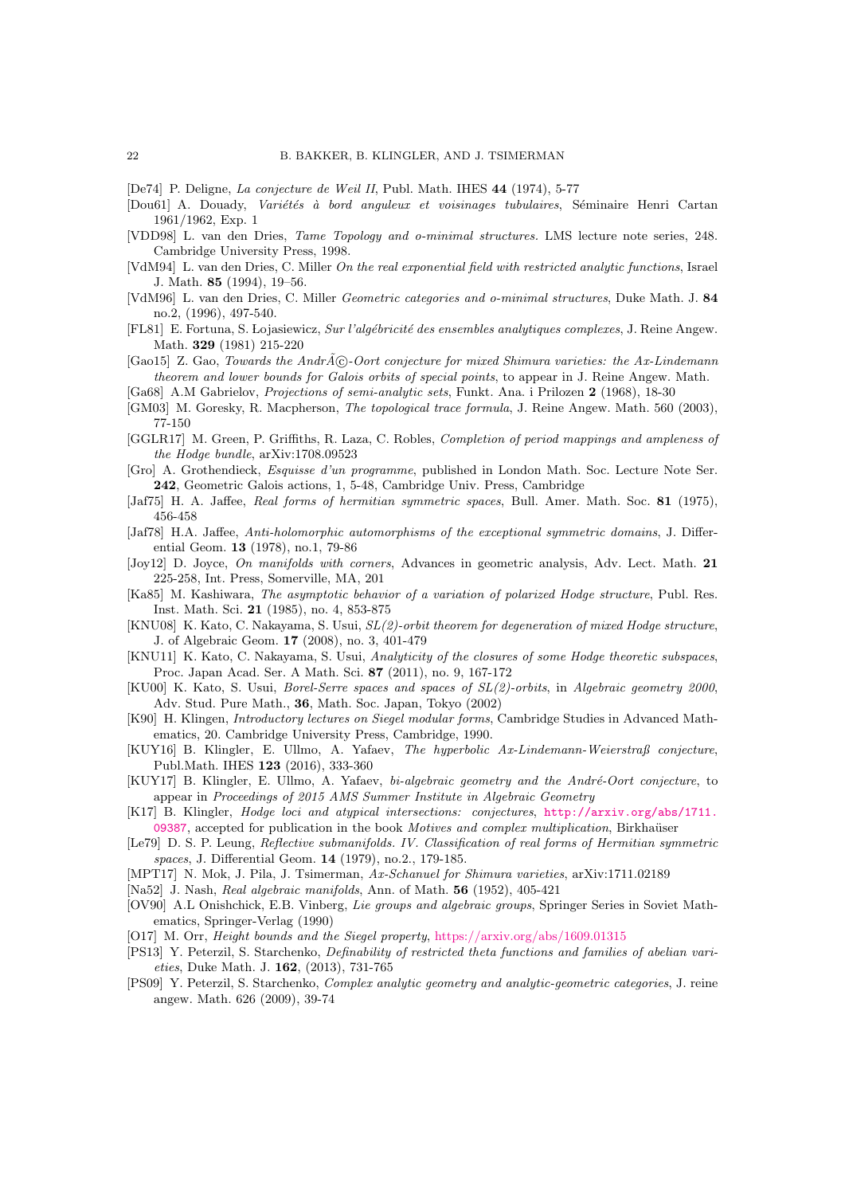[De74] P. Deligne, *La conjecture de Weil II*, Publ. Math. IHES **44** (1974), 5-77

[Dou61] A. Douady, *Variétés à bord anguleux et voisinages tubulaires*, Séminaire Henri Cartan 1961/1962, Exp. 1

[VDD98] L. van den Dries, *Tame Topology and o-minimal structures*. LMS lecture note series, 248. Cambridge University Press, 1998.

[VdM94] L. van den Dries, C. Miller *On the real exponential field with restricted analytic functions*, Israel J. Math. **85** (1994), 19–56.

[VdM96] L. van den Dries, C. Miller *Geometric categories and o-minimal structures*, Duke Math. J. **84** no.2, (1996), 497-540.

[FL81] E. Fortuna, S. Lojasiewicz, *Sur l'algébricité des ensembles analytiques complexes*, J. Reine Angew. Math. **329** (1981) 215-220

[Gao15] Z. Gao, *Towards the AndrÃ©-Oort conjecture for mixed Shimura varieties: the Ax-Lindemann theorem and lower bounds for Galois orbits of special points*, to appear in J. Reine Angew. Math.

[Ga68] A.M Gabrielov, *Projections of semi-analytic sets*, Funkt. Ana. i Prilozen **2** (1968), 18-30

[GM03] M. Goresky, R. Macpherson, *The topological trace formula*, J. Reine Angew. Math. 560 (2003), 77-150

[GGLR17] M. Green, P. Griffiths, R. Laza, C. Robles, *Completion of period mappings and ampleness of the Hodge bundle*, arXiv:1708.09523

[Gro] A. Grothendieck, *Esquisse d'un programme*, published in London Math. Soc. Lecture Note Ser. **242**, Geometric Galois actions, 1, 5-48, Cambridge Univ. Press, Cambridge

[Jaf75] H. A. Jaffee, *Real forms of hermitian symmetric spaces*, Bull. Amer. Math. Soc. **81** (1975), 456-458

[Jaf78] H.A. Jaffee, *Anti-holomorphic automorphisms of the exceptional symmetric domains*, J. Differential Geom. **13** (1978), no.1, 79-86

[Joy12] D. Joyce, *On manifolds with corners*, Advances in geometric analysis, Adv. Lect. Math. **21** 225-258, Int. Press, Somerville, MA, 201

[Ka85] M. Kashiwara, *The asymptotic behavior of a variation of polarized Hodge structure*, Publ. Res. Inst. Math. Sci. **21** (1985), no. 4, 853-875

[KNU08] K. Kato, C. Nakayama, S. Usui, *SL(2)-orbit theorem for degeneration of mixed Hodge structure*, J. of Algebraic Geom. **17** (2008), no. 3, 401-479

[KNU11] K. Kato, C. Nakayama, S. Usui, *Analyticity of the closures of some Hodge theoretic subspaces*, Proc. Japan Acad. Ser. A Math. Sci. **87** (2011), no. 9, 167-172

[KU00] K. Kato, S. Usui, *Borel-Serre spaces and spaces of SL(2)-orbits*, in *Algebraic geometry 2000*, Adv. Stud. Pure Math., **36**, Math. Soc. Japan, Tokyo (2002)

[K90] H. Klingen, *Introductory lectures on Siegel modular forms*, Cambridge Studies in Advanced Mathematics, 20. Cambridge University Press, Cambridge, 1990.

[KUY16] B. Klingler, E. Ullmo, A. Yafaev, *The hyperbolic Ax-Lindemann-Weierstraß conjecture*, Publ.Math. IHES **123** (2016), 333-360

[KUY17] B. Klingler, E. Ullmo, A. Yafaev, *bi-algebraic geometry and the André-Oort conjecture*, to appear in *Proceedings of 2015 AMS Summer Institute in Algebraic Geometry*

[K17] B. Klingler, *Hodge loci and atypical intersections: conjectures*, http://arxiv.org/abs/1711.09387, accepted for publication in the book *Motives and complex multiplication*, Birkhaüser

[Le79] D. S. P. Leung, *Reflective submanifolds. IV. Classification of real forms of Hermitian symmetric spaces*, J. Differential Geom. **14** (1979), no.2., 179-185.

[MPT17] N. Mok, J. Pila, J. Tsimerman, *Ax-Schanuel for Shimura varieties*, arXiv:1711.02189

[Na52] J. Nash, *Real algebraic manifolds*, Ann. of Math. **56** (1952), 405-421

[OV90] A.L Onishchick, E.B. Vinberg, *Lie groups and algebraic groups*, Springer Series in Soviet Mathematics, Springer-Verlag (1990)

[O17] M. Orr, *Height bounds and the Siegel property*, https://arxiv.org/abs/1609.01315

[PS13] Y. Peterzil, S. Starchenko, *Definability of restricted theta functions and families of abelian varieties*, Duke Math. J. **162**, (2013), 731-765

[PS09] Y. Peterzil, S. Starchenko, *Complex analytic geometry and analytic-geometric categories*, J. reine angew. Math. 626 (2009), 39-74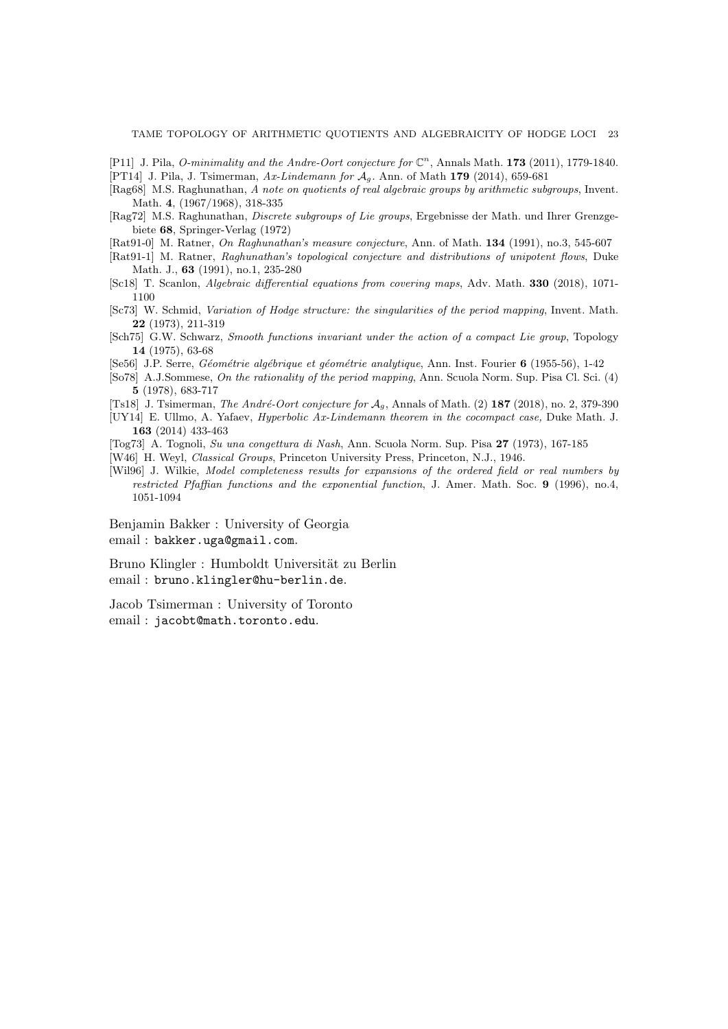[P11] J. Pila, *O-minimality and the Andre-Oort conjecture for* $\mathbb{C}^n$, Annals Math. **173** (2011), 1779-1840.

[PT14] J. Pila, J. Tsimerman, *Ax-Lindemann for* $\mathcal{A}_g$. Ann. of Math **179** (2014), 659-681

[Rag68] M.S. Raghunathan, *A note on quotients of real algebraic groups by arithmetic subgroups*, Invent. Math. **4**, (1967/1968), 318-335

[Rag72] M.S. Raghunathan, *Discrete subgroups of Lie groups*, Ergebnisse der Math. und Ihrer Grenzgebiete **68**, Springer-Verlag (1972)

[Rat91-0] M. Ratner, *On Raghunathan's measure conjecture*, Ann. of Math. **134** (1991), no.3, 545-607

[Rat91-1] M. Ratner, *Raghunathan's topological conjecture and distributions of unipotent flows*, Duke Math. J., **63** (1991), no.1, 235-280

[Sc18] T. Scanlon, *Algebraic differential equations from covering maps*, Adv. Math. **330** (2018), 1071-1100

[Sc73] W. Schmid, *Variation of Hodge structure: the singularities of the period mapping*, Invent. Math. **22** (1973), 211-319

[Sch75] G.W. Schwarz, *Smooth functions invariant under the action of a compact Lie group*, Topology **14** (1975), 63-68

[Se56] J.P. Serre, *Géométrie algébrique et géométrie analytique*, Ann. Inst. Fourier **6** (1955-56), 1-42

[So78] A.J.Sommese, *On the rationality of the period mapping*, Ann. Scuola Norm. Sup. Pisa Cl. Sci. (4) **5** (1978), 683-717

[Ts18] J. Tsimerman, *The André-Oort conjecture for* $\mathcal{A}_g$, Annals of Math. (2) **187** (2018), no. 2, 379-390

[UY14] E. Ullmo, A. Yafaev, *Hyperbolic Ax-Lindemann theorem in the cocompact case,* Duke Math. J. **163** (2014) 433-463

[Tog73] A. Tognoli, *Su una congettura di Nash*, Ann. Scuola Norm. Sup. Pisa **27** (1973), 167-185

[W46] H. Weyl, *Classical Groups*, Princeton University Press, Princeton, N.J., 1946.

[Wil96] J. Wilkie, *Model completeness results for expansions of the ordered field or real numbers by restricted Pfaffian functions and the exponential function*, J. Amer. Math. Soc. **9** (1996), no.4, 1051-1094

Benjamin Bakker : University of Georgia
email : `bakker.uga@gmail.com`.

Bruno Klingler : Humboldt Universität zu Berlin
email : `bruno.klingler@hu-berlin.de`.

Jacob Tsimerman : University of Toronto
email : `jacobt@math.toronto.edu`.